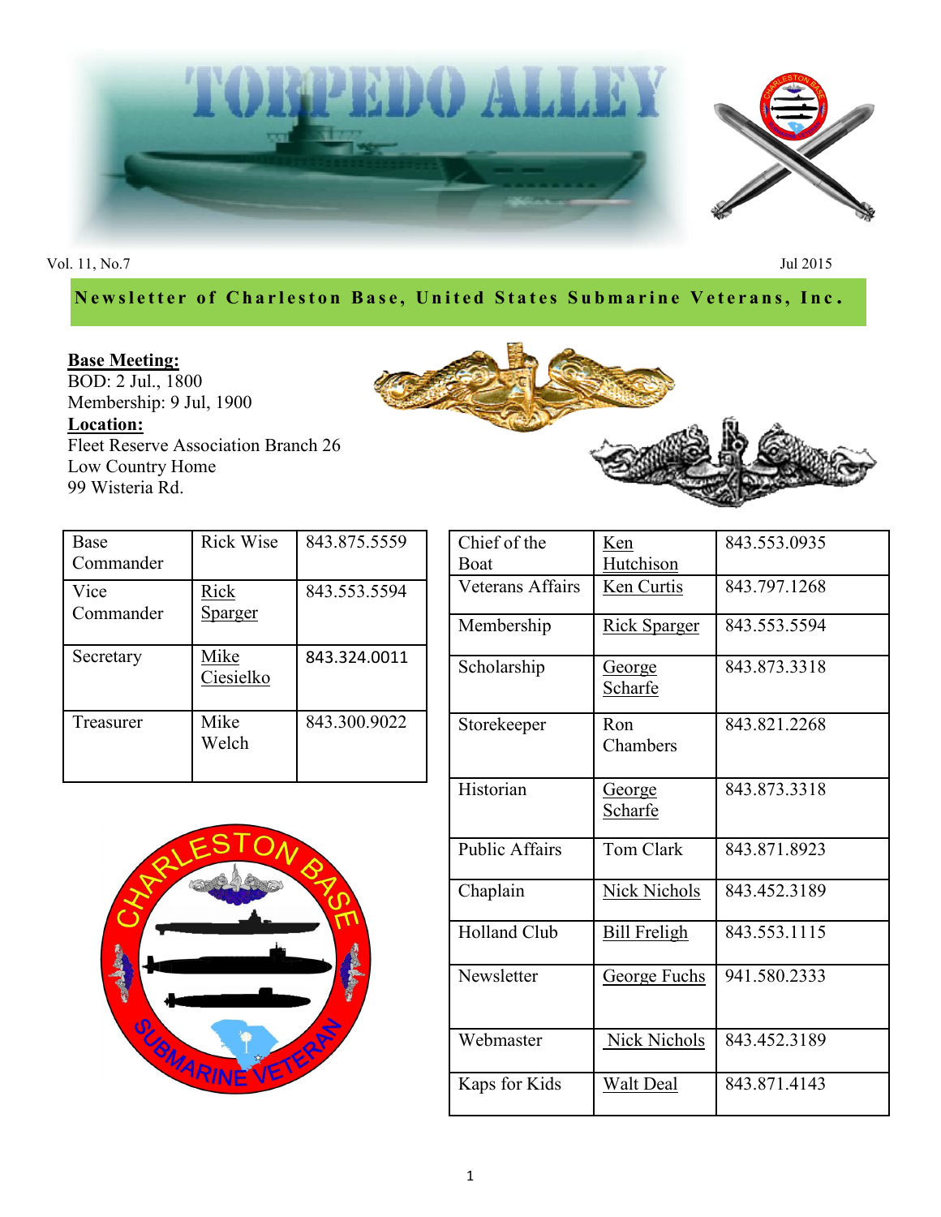# TORPEDO ALLEY

Vol. 11, No.7 Jul 2015

**Newsletter of Charleston Base, United States Submarine Veterans, Inc.**

**Base Meeting:**
BOD: 2 Jul., 1800
Membership: 9 Jul, 1900
**Location:**
Fleet Reserve Association Branch 26
Low Country Home
99 Wisteria Rd.

| | | |
|---|---|---|
| Base Commander | Rick Wise | 843.875.5559 |
| Vice Commander | Rick Sparger | 843.553.5594 |
| Secretary | Mike Ciesielko | 843.324.0011 |
| Treasurer | Mike Welch | 843.300.9022 |

| | | |
|---|---|---|
| Chief of the Boat | Ken Hutchison | 843.553.0935 |
| Veterans Affairs | Ken Curtis | 843.797.1268 |
| Membership | Rick Sparger | 843.553.5594 |
| Scholarship | George Scharfe | 843.873.3318 |
| Storekeeper | Ron Chambers | 843.821.2268 |
| Historian | George Scharfe | 843.873.3318 |
| Public Affairs | Tom Clark | 843.871.8923 |
| Chaplain | Nick Nichols | 843.452.3189 |
| Holland Club | Bill Freligh | 843.553.1115 |
| Newsletter | George Fuchs | 941.580.2333 |
| Webmaster | Nick Nichols | 843.452.3189 |
| Kaps for Kids | Walt Deal | 843.871.4143 |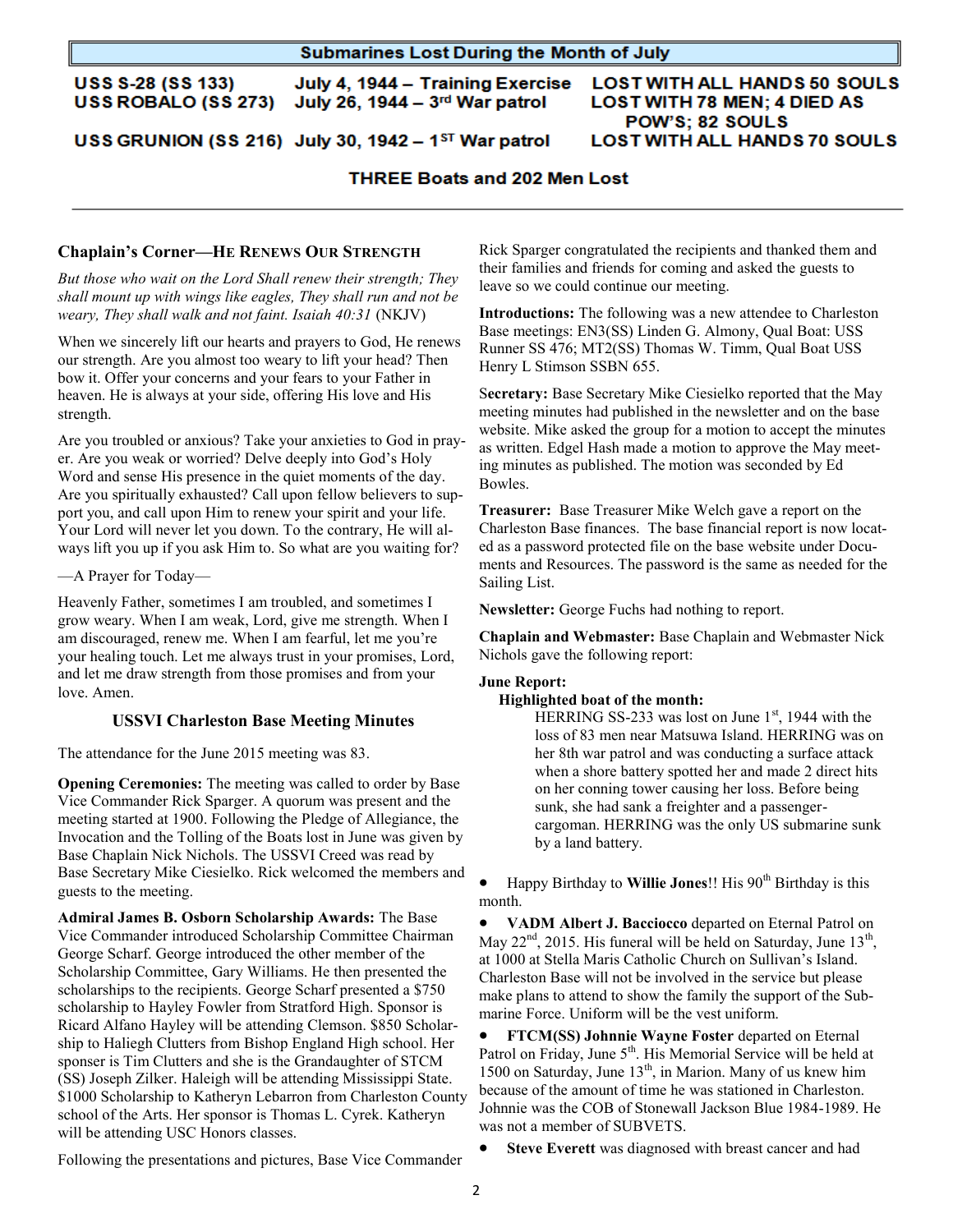## Submarines Lost During the Month of July

| | | |
|---|---|---|
| USS S-28 (SS 133) | July 4, 1944 – Training Exercise | LOST WITH ALL HANDS 50 SOULS |
| USS ROBALO (SS 273) | July 26, 1944 – 3rd War patrol | LOST WITH 78 MEN; 4 DIED AS POW'S; 82 SOULS |
| USS GRUNION (SS 216) | July 30, 1942 – 1ST War patrol | LOST WITH ALL HANDS 70 SOULS |

**THREE Boats and 202 Men Lost**

---

### Chaplain's Corner—He Renews Our Strength

*But those who wait on the Lord Shall renew their strength; They shall mount up with wings like eagles, They shall run and not be weary, They shall walk and not faint. Isaiah 40:31* (NKJV)

When we sincerely lift our hearts and prayers to God, He renews our strength. Are you almost too weary to lift your head? Then bow it. Offer your concerns and your fears to your Father in heaven. He is always at your side, offering His love and His strength.

Are you troubled or anxious? Take your anxieties to God in prayer. Are you weak or worried? Delve deeply into God's Holy Word and sense His presence in the quiet moments of the day. Are you spiritually exhausted? Call upon fellow believers to support you, and call upon Him to renew your spirit and your life. Your Lord will never let you down. To the contrary, He will always lift you up if you ask Him to. So what are you waiting for?

—A Prayer for Today—

Heavenly Father, sometimes I am troubled, and sometimes I grow weary. When I am weak, Lord, give me strength. When I am discouraged, renew me. When I am fearful, let me you're your healing touch. Let me always trust in your promises, Lord, and let me draw strength from those promises and from your love. Amen.

### USSVI Charleston Base Meeting Minutes

The attendance for the June 2015 meeting was 83.

**Opening Ceremonies:** The meeting was called to order by Base Vice Commander Rick Sparger. A quorum was present and the meeting started at 1900. Following the Pledge of Allegiance, the Invocation and the Tolling of the Boats lost in June was given by Base Chaplain Nick Nichols. The USSVI Creed was read by Base Secretary Mike Ciesielko. Rick welcomed the members and guests to the meeting.

**Admiral James B. Osborn Scholarship Awards:** The Base Vice Commander introduced Scholarship Committee Chairman George Scharf. George introduced the other member of the Scholarship Committee, Gary Williams. He then presented the scholarships to the recipients. George Scharf presented a $750 scholarship to Hayley Fowler from Stratford High. Sponsor is Ricard Alfano Hayley will be attending Clemson. $850 Scholarship to Haliegh Clutters from Bishop England High school. Her sponser is Tim Clutters and she is the Grandaughter of STCM (SS) Joseph Zilker. Haleigh will be attending Mississippi State. $1000 Scholarship to Katheryn Lebarron from Charleston County school of the Arts. Her sponsor is Thomas L. Cyrek. Katheryn will be attending USC Honors classes.

Following the presentations and pictures, Base Vice Commander Rick Sparger congratulated the recipients and thanked them and their families and friends for coming and asked the guests to leave so we could continue our meeting.

**Introductions:** The following was a new attendee to Charleston Base meetings: EN3(SS) Linden G. Almony, Qual Boat: USS Runner SS 476; MT2(SS) Thomas W. Timm, Qual Boat USS Henry L Stimson SSBN 655.

**Secretary:** Base Secretary Mike Ciesielko reported that the May meeting minutes had published in the newsletter and on the base website. Mike asked the group for a motion to accept the minutes as written. Edgel Hash made a motion to approve the May meeting minutes as published. The motion was seconded by Ed Bowles.

**Treasurer:** Base Treasurer Mike Welch gave a report on the Charleston Base finances. The base financial report is now located as a password protected file on the base website under Documents and Resources. The password is the same as needed for the Sailing List.

**Newsletter:** George Fuchs had nothing to report.

**Chaplain and Webmaster:** Base Chaplain and Webmaster Nick Nichols gave the following report:

**June Report:**

**Highlighted boat of the month:**

HERRING SS-233 was lost on June 1st, 1944 with the loss of 83 men near Matsuwa Island. HERRING was on her 8th war patrol and was conducting a surface attack when a shore battery spotted her and made 2 direct hits on her conning tower causing her loss. Before being sunk, she had sank a freighter and a passenger-cargoman. HERRING was the only US submarine sunk by a land battery.

- Happy Birthday to **Willie Jones**!! His 90th Birthday is this month.
- **VADM Albert J. Bacciocco** departed on Eternal Patrol on May 22nd, 2015. His funeral will be held on Saturday, June 13th, at 1000 at Stella Maris Catholic Church on Sullivan's Island. Charleston Base will not be involved in the service but please make plans to attend to show the family the support of the Submarine Force. Uniform will be the vest uniform.
- **FTCM(SS) Johnnie Wayne Foster** departed on Eternal Patrol on Friday, June 5th. His Memorial Service will be held at 1500 on Saturday, June 13th, in Marion. Many of us knew him because of the amount of time he was stationed in Charleston. Johnnie was the COB of Stonewall Jackson Blue 1984-1989. He was not a member of SUBVETS.
- **Steve Everett** was diagnosed with breast cancer and had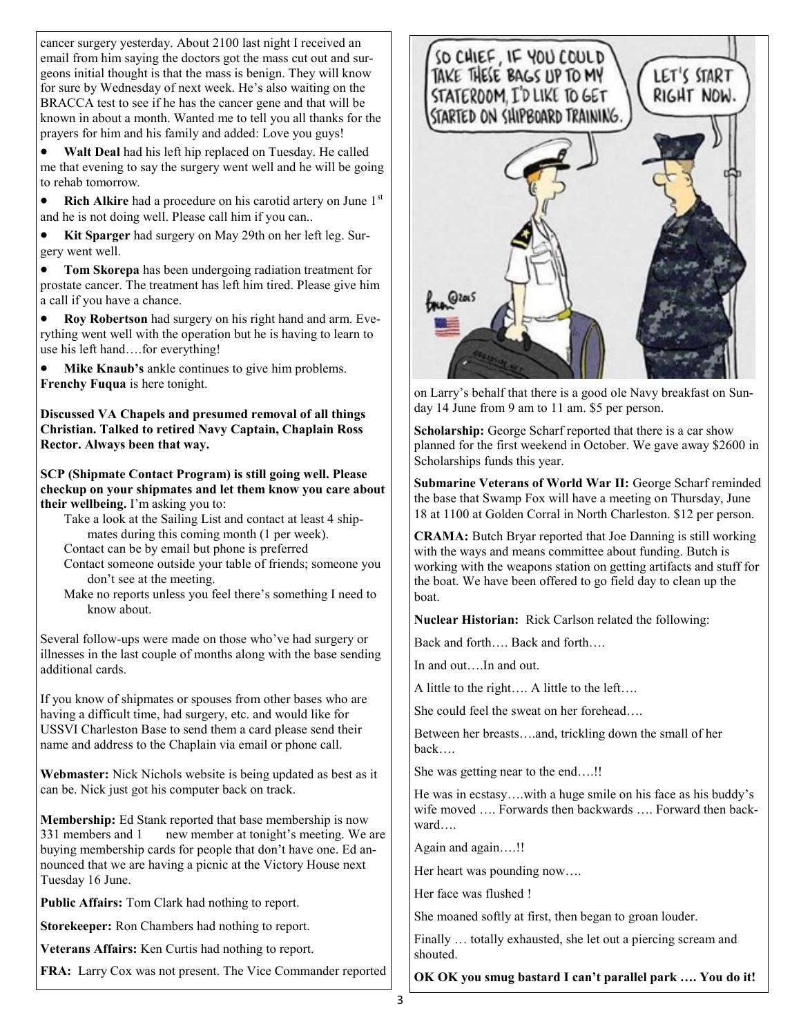cancer surgery yesterday. About 2100 last night I received an email from him saying the doctors got the mass cut out and surgeons initial thought is that the mass is benign. They will know for sure by Wednesday of next week. He's also waiting on the BRACCA test to see if he has the cancer gene and that will be known in about a month. Wanted me to tell you all thanks for the prayers for him and his family and added: Love you guys!

- **Walt Deal** had his left hip replaced on Tuesday. He called me that evening to say the surgery went well and he will be going to rehab tomorrow.
- **Rich Alkire** had a procedure on his carotid artery on June 1st and he is not doing well. Please call him if you can..
- **Kit Sparger** had surgery on May 29th on her left leg. Surgery went well.
- **Tom Skorepa** has been undergoing radiation treatment for prostate cancer. The treatment has left him tired. Please give him a call if you have a chance.
- **Roy Robertson** had surgery on his right hand and arm. Everything went well with the operation but he is having to learn to use his left hand….for everything!
- **Mike Knaub's** ankle continues to give him problems.

**Frenchy Fuqua** is here tonight.

**Discussed VA Chapels and presumed removal of all things Christian. Talked to retired Navy Captain, Chaplain Ross Rector. Always been that way.**

**SCP (Shipmate Contact Program) is still going well. Please checkup on your shipmates and let them know you care about their wellbeing.** I'm asking you to:

- Take a look at the Sailing List and contact at least 4 shipmates during this coming month (1 per week).
- Contact can be by email but phone is preferred
- Contact someone outside your table of friends; someone you don't see at the meeting.
- Make no reports unless you feel there's something I need to know about.

Several follow-ups were made on those who've had surgery or illnesses in the last couple of months along with the base sending additional cards.

If you know of shipmates or spouses from other bases who are having a difficult time, had surgery, etc. and would like for USSVI Charleston Base to send them a card please send their name and address to the Chaplain via email or phone call.

**Webmaster:** Nick Nichols website is being updated as best as it can be. Nick just got his computer back on track.

**Membership:** Ed Stank reported that base membership is now 331 members and 1 new member at tonight's meeting. We are buying membership cards for people that don't have one. Ed announced that we are having a picnic at the Victory House next Tuesday 16 June.

**Public Affairs:** Tom Clark had nothing to report.

**Storekeeper:** Ron Chambers had nothing to report.

**Veterans Affairs:** Ken Curtis had nothing to report.

**FRA:** Larry Cox was not present. The Vice Commander reported on Larry's behalf that there is a good ole Navy breakfast on Sunday 14 June from 9 am to 11 am. $5 per person.

**Scholarship:** George Scharf reported that there is a car show planned for the first weekend in October. We gave away $2600 in Scholarships funds this year.

**Submarine Veterans of World War II:** George Scharf reminded the base that Swamp Fox will have a meeting on Thursday, June 18 at 1100 at Golden Corral in North Charleston. $12 per person.

**CRAMA:** Butch Bryar reported that Joe Danning is still working with the ways and means committee about funding. Butch is working with the weapons station on getting artifacts and stuff for the boat. We have been offered to go field day to clean up the boat.

**Nuclear Historian:** Rick Carlson related the following:

Back and forth…. Back and forth….

In and out….In and out.

A little to the right…. A little to the left….

She could feel the sweat on her forehead….

Between her breasts….and, trickling down the small of her back….

She was getting near to the end….!!

He was in ecstasy….with a huge smile on his face as his buddy's wife moved …. Forwards then backwards …. Forward then backward….

Again and again….!!

Her heart was pounding now….

Her face was flushed !

She moaned softly at first, then began to groan louder.

Finally … totally exhausted, she let out a piercing scream and shouted.

**OK OK you smug bastard I can't parallel park …. You do it!**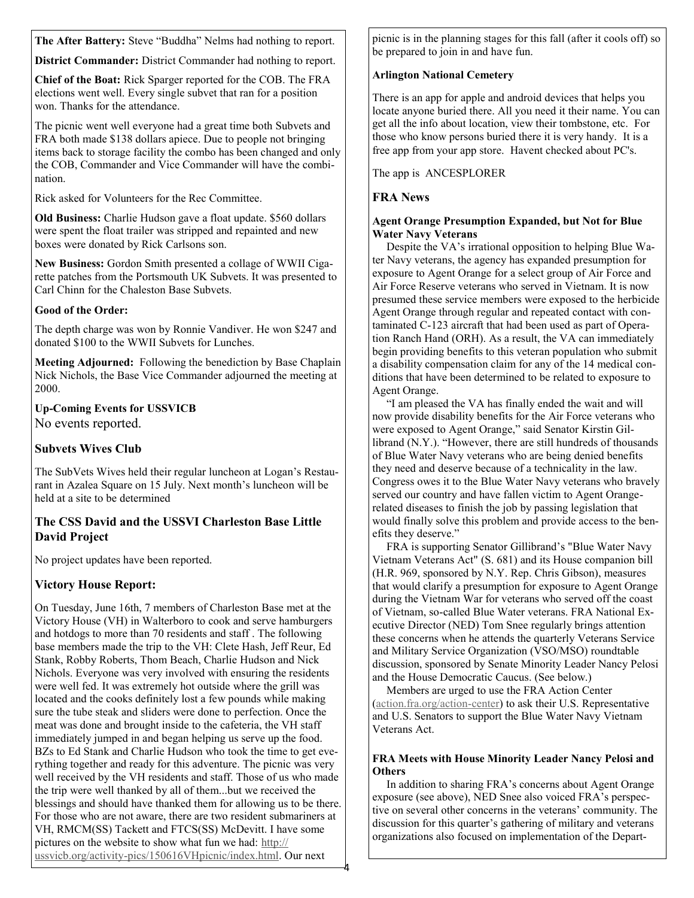**The After Battery:** Steve "Buddha" Nelms had nothing to report.

**District Commander:** District Commander had nothing to report.

**Chief of the Boat:** Rick Sparger reported for the COB. The FRA elections went well. Every single subvet that ran for a position won. Thanks for the attendance.

The picnic went well everyone had a great time both Subvets and FRA both made $138 dollars apiece. Due to people not bringing items back to storage facility the combo has been changed and only the COB, Commander and Vice Commander will have the combination.

Rick asked for Volunteers for the Rec Committee.

**Old Business:** Charlie Hudson gave a float update. $560 dollars were spent the float trailer was stripped and repainted and new boxes were donated by Rick Carlsons son.

**New Business:** Gordon Smith presented a collage of WWII Cigarette patches from the Portsmouth UK Subvets. It was presented to Carl Chinn for the Chaleston Base Subvets.

**Good of the Order:**

The depth charge was won by Ronnie Vandiver. He won $247 and donated $100 to the WWII Subvets for Lunches.

**Meeting Adjourned:** Following the benediction by Base Chaplain Nick Nichols, the Base Vice Commander adjourned the meeting at 2000.

**Up-Coming Events for USSVICB**

No events reported.

## Subvets Wives Club

The SubVets Wives held their regular luncheon at Logan's Restaurant in Azalea Square on 15 July. Next month's luncheon will be held at a site to be determined

## The CSS David and the USSVI Charleston Base Little David Project

No project updates have been reported.

## Victory House Report:

On Tuesday, June 16th, 7 members of Charleston Base met at the Victory House (VH) in Walterboro to cook and serve hamburgers and hotdogs to more than 70 residents and staff . The following base members made the trip to the VH: Clete Hash, Jeff Reur, Ed Stank, Robby Roberts, Thom Beach, Charlie Hudson and Nick Nichols. Everyone was very involved with ensuring the residents were well fed. It was extremely hot outside where the grill was located and the cooks definitely lost a few pounds while making sure the tube steak and sliders were done to perfection. Once the meat was done and brought inside to the cafeteria, the VH staff immediately jumped in and began helping us serve up the food. BZs to Ed Stank and Charlie Hudson who took the time to get everything together and ready for this adventure. The picnic was very well received by the VH residents and staff. Those of us who made the trip were well thanked by all of them...but we received the blessings and should have thanked them for allowing us to be there. For those who are not aware, there are two resident submariners at VH, RMCM(SS) Tackett and FTCS(SS) McDevitt. I have some pictures on the website to show what fun we had: http://ussvicb.org/activity-pics/150616VHpicnic/index.html. Our next picnic is in the planning stages for this fall (after it cools off) so be prepared to join in and have fun.

**Arlington National Cemetery**

There is an app for apple and android devices that helps you locate anyone buried there. All you need it their name. You can get all the info about location, view their tombstone, etc. For those who know persons buried there it is very handy. It is a free app from your app store. Havent checked about PC's.

The app is ANCESPLORER

## FRA News

**Agent Orange Presumption Expanded, but Not for Blue Water Navy Veterans**

Despite the VA's irrational opposition to helping Blue Water Navy veterans, the agency has expanded presumption for exposure to Agent Orange for a select group of Air Force and Air Force Reserve veterans who served in Vietnam. It is now presumed these service members were exposed to the herbicide Agent Orange through regular and repeated contact with contaminated C-123 aircraft that had been used as part of Operation Ranch Hand (ORH). As a result, the VA can immediately begin providing benefits to this veteran population who submit a disability compensation claim for any of the 14 medical conditions that have been determined to be related to exposure to Agent Orange.

"I am pleased the VA has finally ended the wait and will now provide disability benefits for the Air Force veterans who were exposed to Agent Orange," said Senator Kirstin Gillibrand (N.Y.). "However, there are still hundreds of thousands of Blue Water Navy veterans who are being denied benefits they need and deserve because of a technicality in the law. Congress owes it to the Blue Water Navy veterans who bravely served our country and have fallen victim to Agent Orange-related diseases to finish the job by passing legislation that would finally solve this problem and provide access to the benefits they deserve."

FRA is supporting Senator Gillibrand's "Blue Water Navy Vietnam Veterans Act" (S. 681) and its House companion bill (H.R. 969, sponsored by N.Y. Rep. Chris Gibson), measures that would clarify a presumption for exposure to Agent Orange during the Vietnam War for veterans who served off the coast of Vietnam, so-called Blue Water veterans. FRA National Executive Director (NED) Tom Snee regularly brings attention these concerns when he attends the quarterly Veterans Service and Military Service Organization (VSO/MSO) roundtable discussion, sponsored by Senate Minority Leader Nancy Pelosi and the House Democratic Caucus. (See below.)

Members are urged to use the FRA Action Center (action.fra.org/action-center) to ask their U.S. Representative and U.S. Senators to support the Blue Water Navy Vietnam Veterans Act.

**FRA Meets with House Minority Leader Nancy Pelosi and Others**

In addition to sharing FRA's concerns about Agent Orange exposure (see above), NED Snee also voiced FRA's perspective on several other concerns in the veterans' community. The discussion for this quarter's gathering of military and veterans organizations also focused on implementation of the Depart-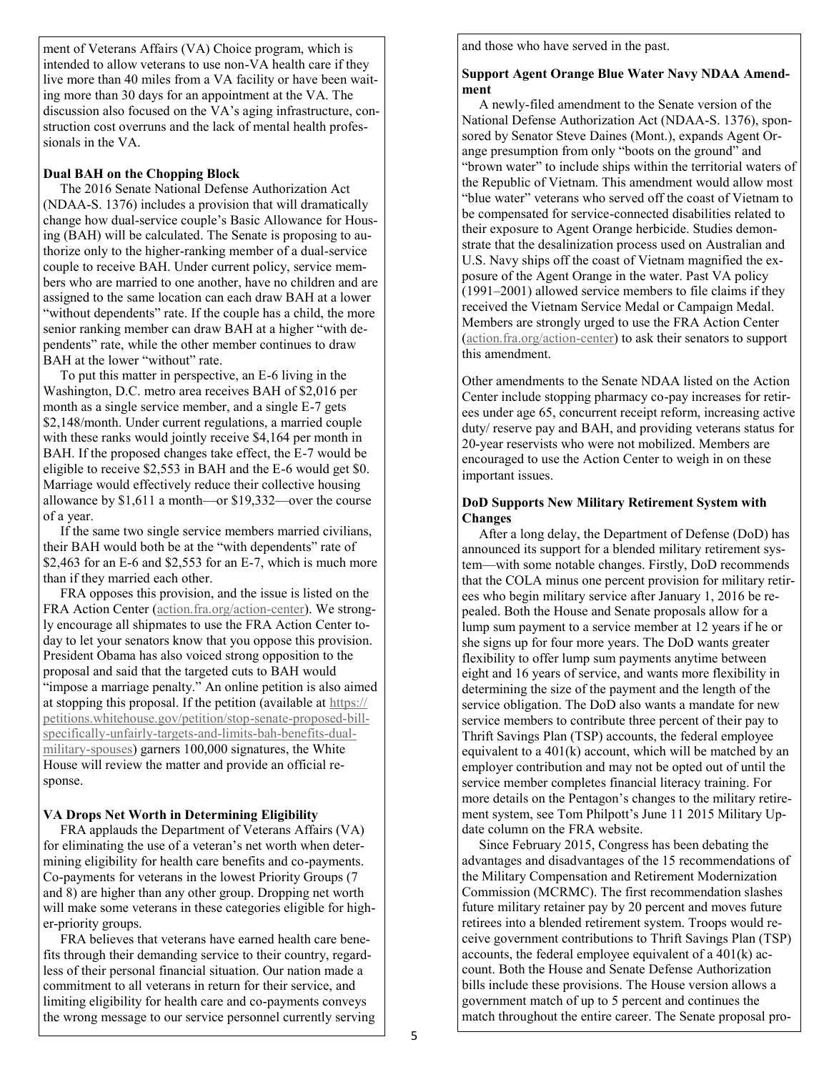ment of Veterans Affairs (VA) Choice program, which is intended to allow veterans to use non-VA health care if they live more than 40 miles from a VA facility or have been waiting more than 30 days for an appointment at the VA. The discussion also focused on the VA's aging infrastructure, construction cost overruns and the lack of mental health professionals in the VA.

**Dual BAH on the Chopping Block**

The 2016 Senate National Defense Authorization Act (NDAA-S. 1376) includes a provision that will dramatically change how dual-service couple's Basic Allowance for Housing (BAH) will be calculated. The Senate is proposing to authorize only to the higher-ranking member of a dual-service couple to receive BAH. Under current policy, service members who are married to one another, have no children and are assigned to the same location can each draw BAH at a lower "without dependents" rate. If the couple has a child, the more senior ranking member can draw BAH at a higher "with dependents" rate, while the other member continues to draw BAH at the lower "without" rate.

To put this matter in perspective, an E-6 living in the Washington, D.C. metro area receives BAH of $2,016 per month as a single service member, and a single E-7 gets $2,148/month. Under current regulations, a married couple with these ranks would jointly receive $4,164 per month in BAH. If the proposed changes take effect, the E-7 would be eligible to receive $2,553 in BAH and the E-6 would get $0. Marriage would effectively reduce their collective housing allowance by $1,611 a month—or $19,332—over the course of a year.

If the same two single service members married civilians, their BAH would both be at the "with dependents" rate of $2,463 for an E-6 and $2,553 for an E-7, which is much more than if they married each other.

FRA opposes this provision, and the issue is listed on the FRA Action Center (action.fra.org/action-center). We strongly encourage all shipmates to use the FRA Action Center today to let your senators know that you oppose this provision. President Obama has also voiced strong opposition to the proposal and said that the targeted cuts to BAH would "impose a marriage penalty." An online petition is also aimed at stopping this proposal. If the petition (available at https://petitions.whitehouse.gov/petition/stop-senate-proposed-bill-specifically-unfairly-targets-and-limits-bah-benefits-dual-military-spouses) garners 100,000 signatures, the White House will review the matter and provide an official response.

**VA Drops Net Worth in Determining Eligibility**

FRA applauds the Department of Veterans Affairs (VA) for eliminating the use of a veteran's net worth when determining eligibility for health care benefits and co-payments. Co-payments for veterans in the lowest Priority Groups (7 and 8) are higher than any other group. Dropping net worth will make some veterans in these categories eligible for higher-priority groups.

FRA believes that veterans have earned health care benefits through their demanding service to their country, regardless of their personal financial situation. Our nation made a commitment to all veterans in return for their service, and limiting eligibility for health care and co-payments conveys the wrong message to our service personnel currently serving and those who have served in the past.

**Support Agent Orange Blue Water Navy NDAA Amendment**

A newly-filed amendment to the Senate version of the National Defense Authorization Act (NDAA-S. 1376), sponsored by Senator Steve Daines (Mont.), expands Agent Orange presumption from only "boots on the ground" and "brown water" to include ships within the territorial waters of the Republic of Vietnam. This amendment would allow most "blue water" veterans who served off the coast of Vietnam to be compensated for service-connected disabilities related to their exposure to Agent Orange herbicide. Studies demonstrate that the desalinization process used on Australian and U.S. Navy ships off the coast of Vietnam magnified the exposure of the Agent Orange in the water. Past VA policy (1991–2001) allowed service members to file claims if they received the Vietnam Service Medal or Campaign Medal. Members are strongly urged to use the FRA Action Center (action.fra.org/action-center) to ask their senators to support this amendment.

Other amendments to the Senate NDAA listed on the Action Center include stopping pharmacy co-pay increases for retirees under age 65, concurrent receipt reform, increasing active duty/ reserve pay and BAH, and providing veterans status for 20-year reservists who were not mobilized. Members are encouraged to use the Action Center to weigh in on these important issues.

**DoD Supports New Military Retirement System with Changes**

After a long delay, the Department of Defense (DoD) has announced its support for a blended military retirement system—with some notable changes. Firstly, DoD recommends that the COLA minus one percent provision for military retirees who begin military service after January 1, 2016 be repealed. Both the House and Senate proposals allow for a lump sum payment to a service member at 12 years if he or she signs up for four more years. The DoD wants greater flexibility to offer lump sum payments anytime between eight and 16 years of service, and wants more flexibility in determining the size of the payment and the length of the service obligation. The DoD also wants a mandate for new service members to contribute three percent of their pay to Thrift Savings Plan (TSP) accounts, the federal employee equivalent to a 401(k) account, which will be matched by an employer contribution and may not be opted out of until the service member completes financial literacy training. For more details on the Pentagon's changes to the military retirement system, see Tom Philpott's June 11 2015 Military Update column on the FRA website.

Since February 2015, Congress has been debating the advantages and disadvantages of the 15 recommendations of the Military Compensation and Retirement Modernization Commission (MCRMC). The first recommendation slashes future military retainer pay by 20 percent and moves future retirees into a blended retirement system. Troops would receive government contributions to Thrift Savings Plan (TSP) accounts, the federal employee equivalent of a 401(k) account. Both the House and Senate Defense Authorization bills include these provisions. The House version allows a government match of up to 5 percent and continues the match throughout the entire career. The Senate proposal pro-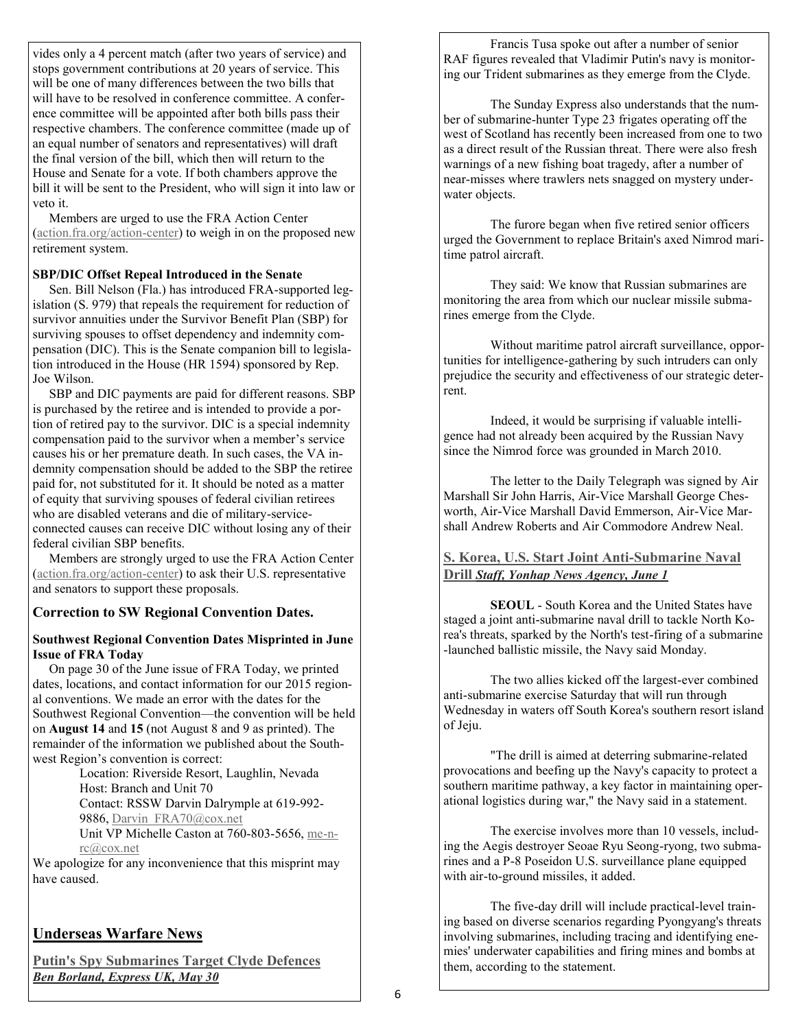vides only a 4 percent match (after two years of service) and stops government contributions at 20 years of service. This will be one of many differences between the two bills that will have to be resolved in conference committee. A conference committee will be appointed after both bills pass their respective chambers. The conference committee (made up of an equal number of senators and representatives) will draft the final version of the bill, which then will return to the House and Senate for a vote. If both chambers approve the bill it will be sent to the President, who will sign it into law or veto it.

Members are urged to use the FRA Action Center (action.fra.org/action-center) to weigh in on the proposed new retirement system.

**SBP/DIC Offset Repeal Introduced in the Senate**

Sen. Bill Nelson (Fla.) has introduced FRA-supported legislation (S. 979) that repeals the requirement for reduction of survivor annuities under the Survivor Benefit Plan (SBP) for surviving spouses to offset dependency and indemnity compensation (DIC). This is the Senate companion bill to legislation introduced in the House (HR 1594) sponsored by Rep. Joe Wilson.

SBP and DIC payments are paid for different reasons. SBP is purchased by the retiree and is intended to provide a portion of retired pay to the survivor. DIC is a special indemnity compensation paid to the survivor when a member's service causes his or her premature death. In such cases, the VA indemnity compensation should be added to the SBP the retiree paid for, not substituted for it. It should be noted as a matter of equity that surviving spouses of federal civilian retirees who are disabled veterans and die of military-service-connected causes can receive DIC without losing any of their federal civilian SBP benefits.

Members are strongly urged to use the FRA Action Center (action.fra.org/action-center) to ask their U.S. representative and senators to support these proposals.

### Correction to SW Regional Convention Dates.

**Southwest Regional Convention Dates Misprinted in June Issue of FRA Today**

On page 30 of the June issue of FRA Today, we printed dates, locations, and contact information for our 2015 regional conventions. We made an error with the dates for the Southwest Regional Convention—the convention will be held on **August 14** and **15** (not August 8 and 9 as printed). The remainder of the information we published about the Southwest Region's convention is correct:

Location: Riverside Resort, Laughlin, Nevada
Host: Branch and Unit 70
Contact: RSSW Darvin Dalrymple at 619-992-9886, Darvin_FRA70@cox.net
Unit VP Michelle Caston at 760-803-5656, me-n-rc@cox.net

We apologize for any inconvenience that this misprint may have caused.

## Underseas Warfare News

### Putin's Spy Submarines Target Clyde Defences
***Ben Borland, Express UK, May 30***

Francis Tusa spoke out after a number of senior RAF figures revealed that Vladimir Putin's navy is monitoring our Trident submarines as they emerge from the Clyde.

The Sunday Express also understands that the number of submarine-hunter Type 23 frigates operating off the west of Scotland has recently been increased from one to two as a direct result of the Russian threat. There were also fresh warnings of a new fishing boat tragedy, after a number of near-misses where trawlers nets snagged on mystery underwater objects.

The furore began when five retired senior officers urged the Government to replace Britain's axed Nimrod maritime patrol aircraft.

They said: We know that Russian submarines are monitoring the area from which our nuclear missile submarines emerge from the Clyde.

Without maritime patrol aircraft surveillance, opportunities for intelligence-gathering by such intruders can only prejudice the security and effectiveness of our strategic deterrent.

Indeed, it would be surprising if valuable intelligence had not already been acquired by the Russian Navy since the Nimrod force was grounded in March 2010.

The letter to the Daily Telegraph was signed by Air Marshall Sir John Harris, Air-Vice Marshall George Chesworth, Air-Vice Marshall David Emmerson, Air-Vice Marshall Andrew Roberts and Air Commodore Andrew Neal.

### S. Korea, U.S. Start Joint Anti-Submarine Naval Drill ***Staff, Yonhap News Agency, June 1***

**SEOUL** - South Korea and the United States have staged a joint anti-submarine naval drill to tackle North Korea's threats, sparked by the North's test-firing of a submarine-launched ballistic missile, the Navy said Monday.

The two allies kicked off the largest-ever combined anti-submarine exercise Saturday that will run through Wednesday in waters off South Korea's southern resort island of Jeju.

"The drill is aimed at deterring submarine-related provocations and beefing up the Navy's capacity to protect a southern maritime pathway, a key factor in maintaining operational logistics during war," the Navy said in a statement.

The exercise involves more than 10 vessels, including the Aegis destroyer Seoae Ryu Seong-ryong, two submarines and a P-8 Poseidon U.S. surveillance plane equipped with air-to-ground missiles, it added.

The five-day drill will include practical-level training based on diverse scenarios regarding Pyongyang's threats involving submarines, including tracing and identifying enemies' underwater capabilities and firing mines and bombs at them, according to the statement.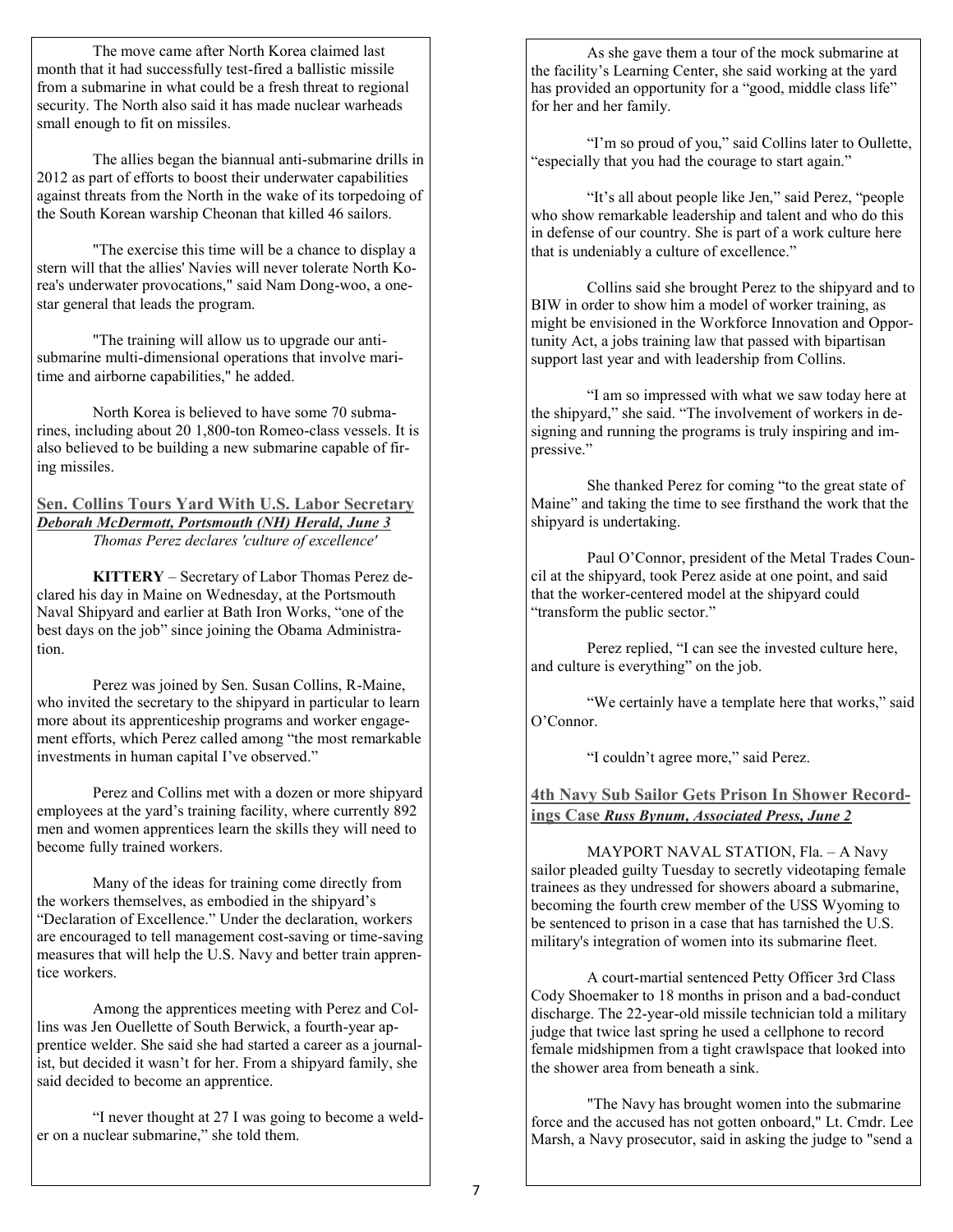The move came after North Korea claimed last month that it had successfully test-fired a ballistic missile from a submarine in what could be a fresh threat to regional security. The North also said it has made nuclear warheads small enough to fit on missiles.

The allies began the biannual anti-submarine drills in 2012 as part of efforts to boost their underwater capabilities against threats from the North in the wake of its torpedoing of the South Korean warship Cheonan that killed 46 sailors.

"The exercise this time will be a chance to display a stern will that the allies' Navies will never tolerate North Korea's underwater provocations," said Nam Dong-woo, a one-star general that leads the program.

"The training will allow us to upgrade our anti-submarine multi-dimensional operations that involve maritime and airborne capabilities," he added.

North Korea is believed to have some 70 submarines, including about 20 1,800-ton Romeo-class vessels. It is also believed to be building a new submarine capable of firing missiles.

## Sen. Collins Tours Yard With U.S. Labor Secretary

***Deborah McDermott, Portsmouth (NH) Herald, June 3***

*Thomas Perez declares 'culture of excellence'*

**KITTERY** – Secretary of Labor Thomas Perez declared his day in Maine on Wednesday, at the Portsmouth Naval Shipyard and earlier at Bath Iron Works, "one of the best days on the job" since joining the Obama Administration.

Perez was joined by Sen. Susan Collins, R-Maine, who invited the secretary to the shipyard in particular to learn more about its apprenticeship programs and worker engagement efforts, which Perez called among "the most remarkable investments in human capital I've observed."

Perez and Collins met with a dozen or more shipyard employees at the yard's training facility, where currently 892 men and women apprentices learn the skills they will need to become fully trained workers.

Many of the ideas for training come directly from the workers themselves, as embodied in the shipyard's "Declaration of Excellence." Under the declaration, workers are encouraged to tell management cost-saving or time-saving measures that will help the U.S. Navy and better train apprentice workers.

Among the apprentices meeting with Perez and Collins was Jen Ouellette of South Berwick, a fourth-year apprentice welder. She said she had started a career as a journalist, but decided it wasn't for her. From a shipyard family, she said decided to become an apprentice.

"I never thought at 27 I was going to become a welder on a nuclear submarine," she told them.

As she gave them a tour of the mock submarine at the facility's Learning Center, she said working at the yard has provided an opportunity for a "good, middle class life" for her and her family.

"I'm so proud of you," said Collins later to Oullette, "especially that you had the courage to start again."

"It's all about people like Jen," said Perez, "people who show remarkable leadership and talent and who do this in defense of our country. She is part of a work culture here that is undeniably a culture of excellence."

Collins said she brought Perez to the shipyard and to BIW in order to show him a model of worker training, as might be envisioned in the Workforce Innovation and Opportunity Act, a jobs training law that passed with bipartisan support last year and with leadership from Collins.

"I am so impressed with what we saw today here at the shipyard," she said. "The involvement of workers in designing and running the programs is truly inspiring and impressive."

She thanked Perez for coming "to the great state of Maine" and taking the time to see firsthand the work that the shipyard is undertaking.

Paul O'Connor, president of the Metal Trades Council at the shipyard, took Perez aside at one point, and said that the worker-centered model at the shipyard could "transform the public sector."

Perez replied, "I can see the invested culture here, and culture is everything" on the job.

"We certainly have a template here that works," said O'Connor.

"I couldn't agree more," said Perez.

## 4th Navy Sub Sailor Gets Prison In Shower Recordings Case *Russ Bynum, Associated Press, June 2*

MAYPORT NAVAL STATION, Fla. – A Navy sailor pleaded guilty Tuesday to secretly videotaping female trainees as they undressed for showers aboard a submarine, becoming the fourth crew member of the USS Wyoming to be sentenced to prison in a case that has tarnished the U.S. military's integration of women into its submarine fleet.

A court-martial sentenced Petty Officer 3rd Class Cody Shoemaker to 18 months in prison and a bad-conduct discharge. The 22-year-old missile technician told a military judge that twice last spring he used a cellphone to record female midshipmen from a tight crawlspace that looked into the shower area from beneath a sink.

"The Navy has brought women into the submarine force and the accused has not gotten onboard," Lt. Cmdr. Lee Marsh, a Navy prosecutor, said in asking the judge to "send a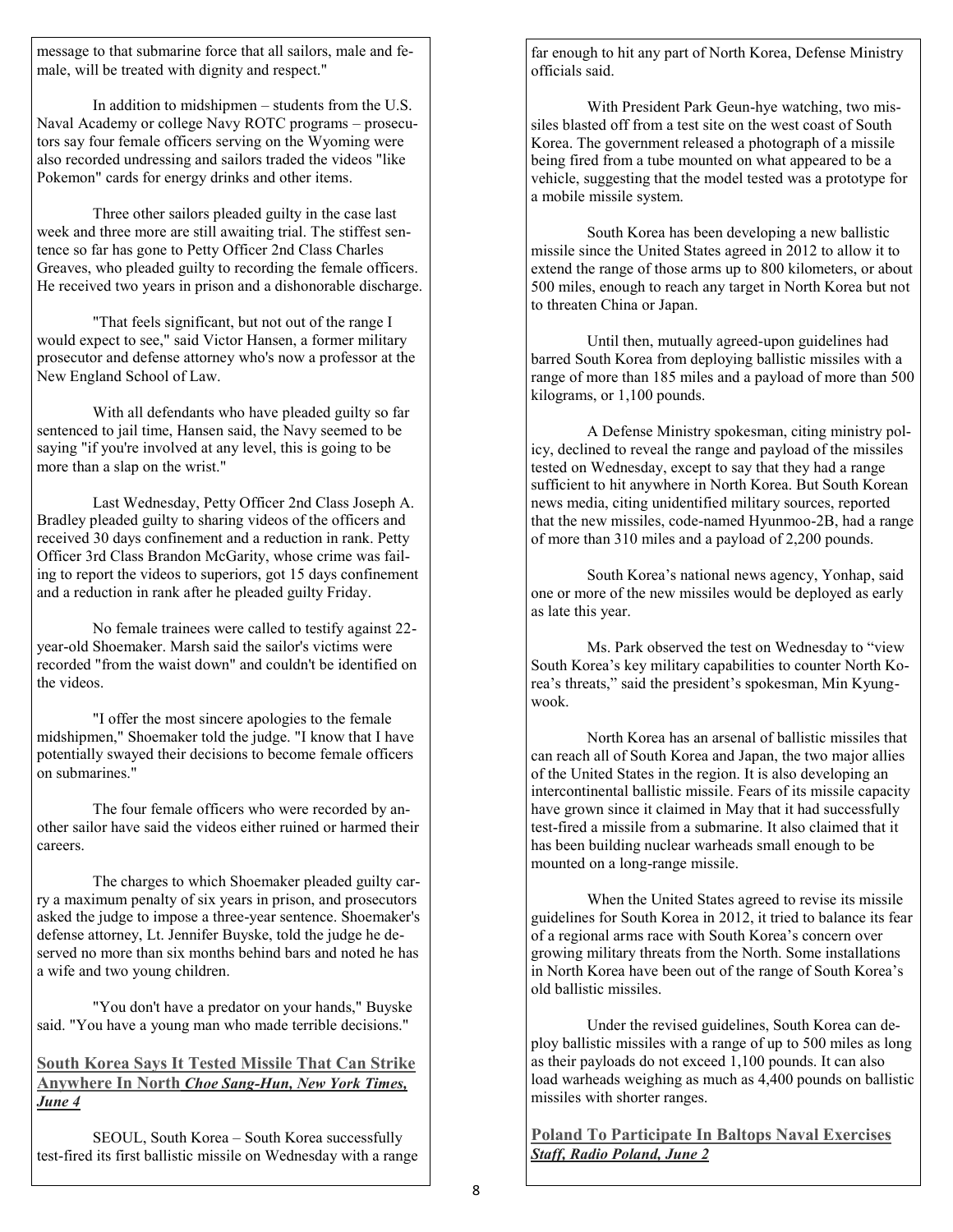message to that submarine force that all sailors, male and female, will be treated with dignity and respect."

In addition to midshipmen – students from the U.S. Naval Academy or college Navy ROTC programs – prosecutors say four female officers serving on the Wyoming were also recorded undressing and sailors traded the videos "like Pokemon" cards for energy drinks and other items.

Three other sailors pleaded guilty in the case last week and three more are still awaiting trial. The stiffest sentence so far has gone to Petty Officer 2nd Class Charles Greaves, who pleaded guilty to recording the female officers. He received two years in prison and a dishonorable discharge.

"That feels significant, but not out of the range I would expect to see," said Victor Hansen, a former military prosecutor and defense attorney who's now a professor at the New England School of Law.

With all defendants who have pleaded guilty so far sentenced to jail time, Hansen said, the Navy seemed to be saying "if you're involved at any level, this is going to be more than a slap on the wrist."

Last Wednesday, Petty Officer 2nd Class Joseph A. Bradley pleaded guilty to sharing videos of the officers and received 30 days confinement and a reduction in rank. Petty Officer 3rd Class Brandon McGarity, whose crime was failing to report the videos to superiors, got 15 days confinement and a reduction in rank after he pleaded guilty Friday.

No female trainees were called to testify against 22-year-old Shoemaker. Marsh said the sailor's victims were recorded "from the waist down" and couldn't be identified on the videos.

"I offer the most sincere apologies to the female midshipmen," Shoemaker told the judge. "I know that I have potentially swayed their decisions to become female officers on submarines."

The four female officers who were recorded by another sailor have said the videos either ruined or harmed their careers.

The charges to which Shoemaker pleaded guilty carry a maximum penalty of six years in prison, and prosecutors asked the judge to impose a three-year sentence. Shoemaker's defense attorney, Lt. Jennifer Buyske, told the judge he deserved no more than six months behind bars and noted he has a wife and two young children.

"You don't have a predator on your hands," Buyske said. "You have a young man who made terrible decisions."

## South Korea Says It Tested Missile That Can Strike Anywhere In North *Choe Sang-Hun, New York Times, June 4*

SEOUL, South Korea – South Korea successfully test-fired its first ballistic missile on Wednesday with a range far enough to hit any part of North Korea, Defense Ministry officials said.

With President Park Geun-hye watching, two missiles blasted off from a test site on the west coast of South Korea. The government released a photograph of a missile being fired from a tube mounted on what appeared to be a vehicle, suggesting that the model tested was a prototype for a mobile missile system.

South Korea has been developing a new ballistic missile since the United States agreed in 2012 to allow it to extend the range of those arms up to 800 kilometers, or about 500 miles, enough to reach any target in North Korea but not to threaten China or Japan.

Until then, mutually agreed-upon guidelines had barred South Korea from deploying ballistic missiles with a range of more than 185 miles and a payload of more than 500 kilograms, or 1,100 pounds.

A Defense Ministry spokesman, citing ministry policy, declined to reveal the range and payload of the missiles tested on Wednesday, except to say that they had a range sufficient to hit anywhere in North Korea. But South Korean news media, citing unidentified military sources, reported that the new missiles, code-named Hyunmoo-2B, had a range of more than 310 miles and a payload of 2,200 pounds.

South Korea's national news agency, Yonhap, said one or more of the new missiles would be deployed as early as late this year.

Ms. Park observed the test on Wednesday to "view South Korea's key military capabilities to counter North Korea's threats," said the president's spokesman, Min Kyung-wook.

North Korea has an arsenal of ballistic missiles that can reach all of South Korea and Japan, the two major allies of the United States in the region. It is also developing an intercontinental ballistic missile. Fears of its missile capacity have grown since it claimed in May that it had successfully test-fired a missile from a submarine. It also claimed that it has been building nuclear warheads small enough to be mounted on a long-range missile.

When the United States agreed to revise its missile guidelines for South Korea in 2012, it tried to balance its fear of a regional arms race with South Korea's concern over growing military threats from the North. Some installations in North Korea have been out of the range of South Korea's old ballistic missiles.

Under the revised guidelines, South Korea can deploy ballistic missiles with a range of up to 500 miles as long as their payloads do not exceed 1,100 pounds. It can also load warheads weighing as much as 4,400 pounds on ballistic missiles with shorter ranges.

## Poland To Participate In Baltops Naval Exercises *Staff, Radio Poland, June 2*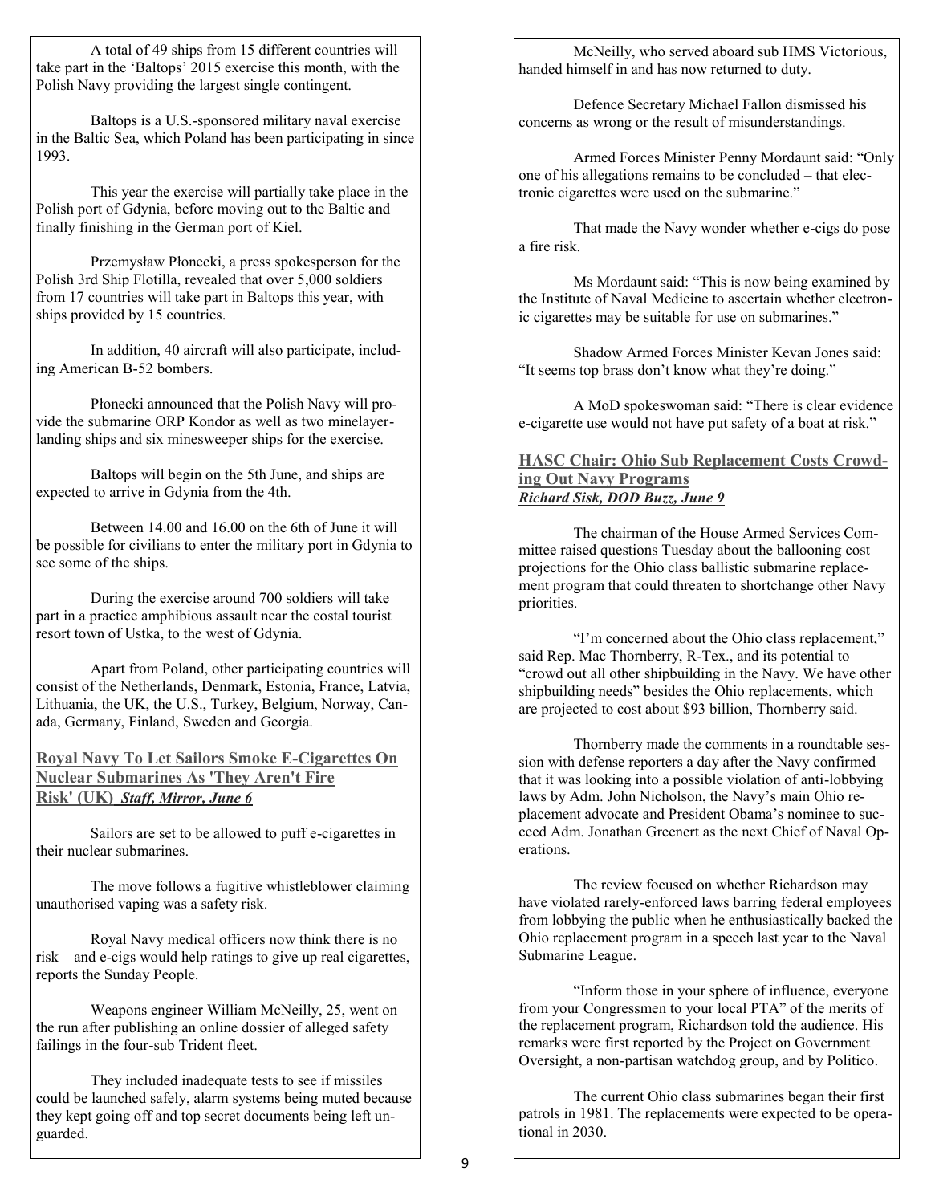A total of 49 ships from 15 different countries will take part in the 'Baltops' 2015 exercise this month, with the Polish Navy providing the largest single contingent.

Baltops is a U.S.-sponsored military naval exercise in the Baltic Sea, which Poland has been participating in since 1993.

This year the exercise will partially take place in the Polish port of Gdynia, before moving out to the Baltic and finally finishing in the German port of Kiel.

Przemysław Płonecki, a press spokesperson for the Polish 3rd Ship Flotilla, revealed that over 5,000 soldiers from 17 countries will take part in Baltops this year, with ships provided by 15 countries.

In addition, 40 aircraft will also participate, including American B-52 bombers.

Płonecki announced that the Polish Navy will provide the submarine ORP Kondor as well as two minelayer-landing ships and six minesweeper ships for the exercise.

Baltops will begin on the 5th June, and ships are expected to arrive in Gdynia from the 4th.

Between 14.00 and 16.00 on the 6th of June it will be possible for civilians to enter the military port in Gdynia to see some of the ships.

During the exercise around 700 soldiers will take part in a practice amphibious assault near the costal tourist resort town of Ustka, to the west of Gdynia.

Apart from Poland, other participating countries will consist of the Netherlands, Denmark, Estonia, France, Latvia, Lithuania, the UK, the U.S., Turkey, Belgium, Norway, Canada, Germany, Finland, Sweden and Georgia.

## Royal Navy To Let Sailors Smoke E-Cigarettes On Nuclear Submarines As 'They Aren't Fire Risk' (UK) *Staff, Mirror, June 6*

Sailors are set to be allowed to puff e-cigarettes in their nuclear submarines.

The move follows a fugitive whistleblower claiming unauthorised vaping was a safety risk.

Royal Navy medical officers now think there is no risk – and e-cigs would help ratings to give up real cigarettes, reports the Sunday People.

Weapons engineer William McNeilly, 25, went on the run after publishing an online dossier of alleged safety failings in the four-sub Trident fleet.

They included inadequate tests to see if missiles could be launched safely, alarm systems being muted because they kept going off and top secret documents being left unguarded.

McNeilly, who served aboard sub HMS Victorious, handed himself in and has now returned to duty.

Defence Secretary Michael Fallon dismissed his concerns as wrong or the result of misunderstandings.

Armed Forces Minister Penny Mordaunt said: "Only one of his allegations remains to be concluded – that electronic cigarettes were used on the submarine."

That made the Navy wonder whether e-cigs do pose a fire risk.

Ms Mordaunt said: "This is now being examined by the Institute of Naval Medicine to ascertain whether electronic cigarettes may be suitable for use on submarines."

Shadow Armed Forces Minister Kevan Jones said: "It seems top brass don't know what they're doing."

A MoD spokeswoman said: "There is clear evidence e-cigarette use would not have put safety of a boat at risk."

## HASC Chair: Ohio Sub Replacement Costs Crowding Out Navy Programs
*Richard Sisk, DOD Buzz, June 9*

The chairman of the House Armed Services Committee raised questions Tuesday about the ballooning cost projections for the Ohio class ballistic submarine replacement program that could threaten to shortchange other Navy priorities.

"I'm concerned about the Ohio class replacement," said Rep. Mac Thornberry, R-Tex., and its potential to "crowd out all other shipbuilding in the Navy. We have other shipbuilding needs" besides the Ohio replacements, which are projected to cost about $93 billion, Thornberry said.

Thornberry made the comments in a roundtable session with defense reporters a day after the Navy confirmed that it was looking into a possible violation of anti-lobbying laws by Adm. John Nicholson, the Navy's main Ohio replacement advocate and President Obama's nominee to succeed Adm. Jonathan Greenert as the next Chief of Naval Operations.

The review focused on whether Richardson may have violated rarely-enforced laws barring federal employees from lobbying the public when he enthusiastically backed the Ohio replacement program in a speech last year to the Naval Submarine League.

"Inform those in your sphere of influence, everyone from your Congressmen to your local PTA" of the merits of the replacement program, Richardson told the audience. His remarks were first reported by the Project on Government Oversight, a non-partisan watchdog group, and by Politico.

The current Ohio class submarines began their first patrols in 1981. The replacements were expected to be operational in 2030.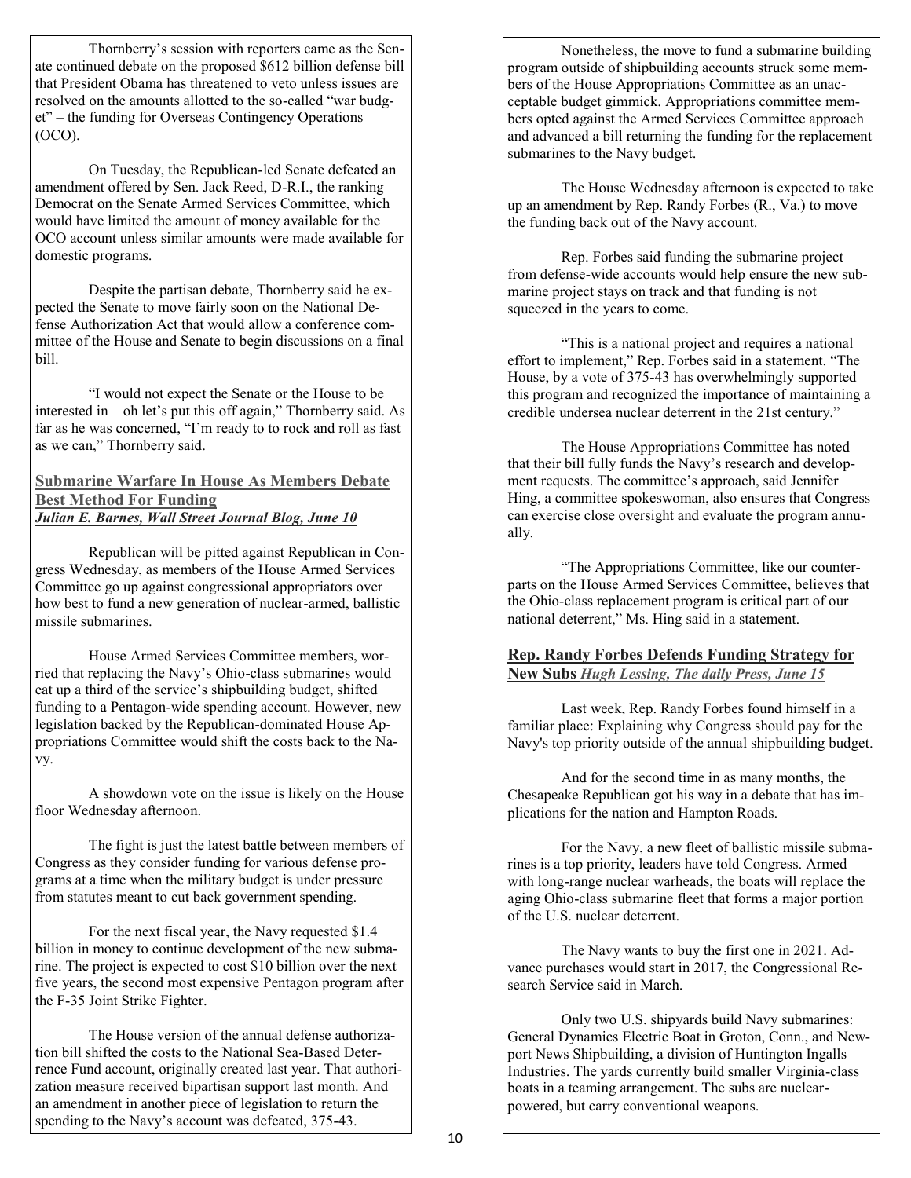Thornberry's session with reporters came as the Senate continued debate on the proposed $612 billion defense bill that President Obama has threatened to veto unless issues are resolved on the amounts allotted to the so-called "war budget" – the funding for Overseas Contingency Operations (OCO).

On Tuesday, the Republican-led Senate defeated an amendment offered by Sen. Jack Reed, D-R.I., the ranking Democrat on the Senate Armed Services Committee, which would have limited the amount of money available for the OCO account unless similar amounts were made available for domestic programs.

Despite the partisan debate, Thornberry said he expected the Senate to move fairly soon on the National Defense Authorization Act that would allow a conference committee of the House and Senate to begin discussions on a final bill.

"I would not expect the Senate or the House to be interested in – oh let's put this off again," Thornberry said. As far as he was concerned, "I'm ready to to rock and roll as fast as we can," Thornberry said.

## Submarine Warfare In House As Members Debate Best Method For Funding

***Julian E. Barnes, Wall Street Journal Blog, June 10***

Republican will be pitted against Republican in Congress Wednesday, as members of the House Armed Services Committee go up against congressional appropriators over how best to fund a new generation of nuclear-armed, ballistic missile submarines.

House Armed Services Committee members, worried that replacing the Navy's Ohio-class submarines would eat up a third of the service's shipbuilding budget, shifted funding to a Pentagon-wide spending account. However, new legislation backed by the Republican-dominated House Appropriations Committee would shift the costs back to the Navy.

A showdown vote on the issue is likely on the House floor Wednesday afternoon.

The fight is just the latest battle between members of Congress as they consider funding for various defense programs at a time when the military budget is under pressure from statutes meant to cut back government spending.

For the next fiscal year, the Navy requested $1.4 billion in money to continue development of the new submarine. The project is expected to cost $10 billion over the next five years, the second most expensive Pentagon program after the F-35 Joint Strike Fighter.

The House version of the annual defense authorization bill shifted the costs to the National Sea-Based Deterrence Fund account, originally created last year. That authorization measure received bipartisan support last month. And an amendment in another piece of legislation to return the spending to the Navy's account was defeated, 375-43.

Nonetheless, the move to fund a submarine building program outside of shipbuilding accounts struck some members of the House Appropriations Committee as an unacceptable budget gimmick. Appropriations committee members opted against the Armed Services Committee approach and advanced a bill returning the funding for the replacement submarines to the Navy budget.

The House Wednesday afternoon is expected to take up an amendment by Rep. Randy Forbes (R., Va.) to move the funding back out of the Navy account.

Rep. Forbes said funding the submarine project from defense-wide accounts would help ensure the new submarine project stays on track and that funding is not squeezed in the years to come.

"This is a national project and requires a national effort to implement," Rep. Forbes said in a statement. "The House, by a vote of 375-43 has overwhelmingly supported this program and recognized the importance of maintaining a credible undersea nuclear deterrent in the 21st century."

The House Appropriations Committee has noted that their bill fully funds the Navy's research and development requests. The committee's approach, said Jennifer Hing, a committee spokeswoman, also ensures that Congress can exercise close oversight and evaluate the program annually.

"The Appropriations Committee, like our counterparts on the House Armed Services Committee, believes that the Ohio-class replacement program is critical part of our national deterrent," Ms. Hing said in a statement.

## Rep. Randy Forbes Defends Funding Strategy for New Subs

***Hugh Lessing, The daily Press, June 15***

Last week, Rep. Randy Forbes found himself in a familiar place: Explaining why Congress should pay for the Navy's top priority outside of the annual shipbuilding budget.

And for the second time in as many months, the Chesapeake Republican got his way in a debate that has implications for the nation and Hampton Roads.

For the Navy, a new fleet of ballistic missile submarines is a top priority, leaders have told Congress. Armed with long-range nuclear warheads, the boats will replace the aging Ohio-class submarine fleet that forms a major portion of the U.S. nuclear deterrent.

The Navy wants to buy the first one in 2021. Advance purchases would start in 2017, the Congressional Research Service said in March.

Only two U.S. shipyards build Navy submarines: General Dynamics Electric Boat in Groton, Conn., and Newport News Shipbuilding, a division of Huntington Ingalls Industries. The yards currently build smaller Virginia-class boats in a teaming arrangement. The subs are nuclear-powered, but carry conventional weapons.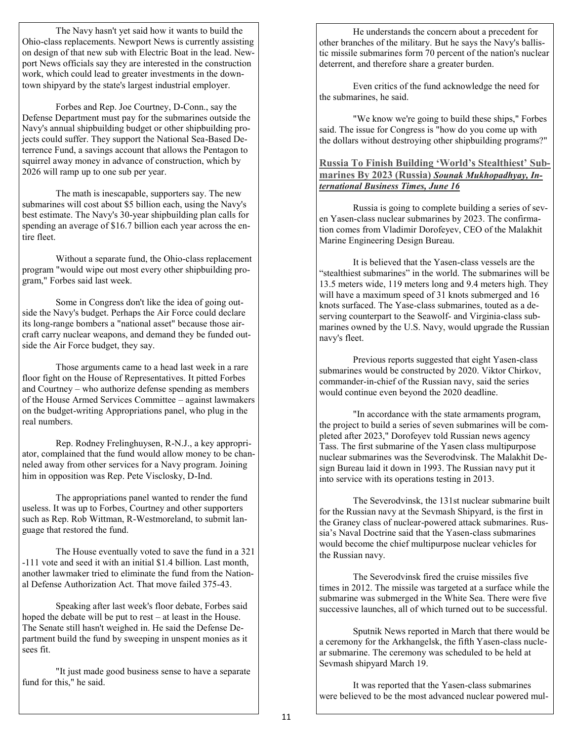The Navy hasn't yet said how it wants to build the Ohio-class replacements. Newport News is currently assisting on design of that new sub with Electric Boat in the lead. Newport News officials say they are interested in the construction work, which could lead to greater investments in the downtown shipyard by the state's largest industrial employer.

Forbes and Rep. Joe Courtney, D-Conn., say the Defense Department must pay for the submarines outside the Navy's annual shipbuilding budget or other shipbuilding projects could suffer. They support the National Sea-Based Deterrence Fund, a savings account that allows the Pentagon to squirrel away money in advance of construction, which by 2026 will ramp up to one sub per year.

The math is inescapable, supporters say. The new submarines will cost about $5 billion each, using the Navy's best estimate. The Navy's 30-year shipbuilding plan calls for spending an average of $16.7 billion each year across the entire fleet.

Without a separate fund, the Ohio-class replacement program "would wipe out most every other shipbuilding program," Forbes said last week.

Some in Congress don't like the idea of going outside the Navy's budget. Perhaps the Air Force could declare its long-range bombers a "national asset" because those aircraft carry nuclear weapons, and demand they be funded outside the Air Force budget, they say.

Those arguments came to a head last week in a rare floor fight on the House of Representatives. It pitted Forbes and Courtney – who authorize defense spending as members of the House Armed Services Committee – against lawmakers on the budget-writing Appropriations panel, who plug in the real numbers.

Rep. Rodney Frelinghuysen, R-N.J., a key appropriator, complained that the fund would allow money to be channeled away from other services for a Navy program. Joining him in opposition was Rep. Pete Visclosky, D-Ind.

The appropriations panel wanted to render the fund useless. It was up to Forbes, Courtney and other supporters such as Rep. Rob Wittman, R-Westmoreland, to submit language that restored the fund.

The House eventually voted to save the fund in a 321-111 vote and seed it with an initial $1.4 billion. Last month, another lawmaker tried to eliminate the fund from the National Defense Authorization Act. That move failed 375-43.

Speaking after last week's floor debate, Forbes said hoped the debate will be put to rest – at least in the House. The Senate still hasn't weighed in. He said the Defense Department build the fund by sweeping in unspent monies as it sees fit.

"It just made good business sense to have a separate fund for this," he said.

He understands the concern about a precedent for other branches of the military. But he says the Navy's ballistic missile submarines form 70 percent of the nation's nuclear deterrent, and therefore share a greater burden.

Even critics of the fund acknowledge the need for the submarines, he said.

"We know we're going to build these ships," Forbes said. The issue for Congress is "how do you come up with the dollars without destroying other shipbuilding programs?"

## Russia To Finish Building 'World's Stealthiest' Submarines By 2023 (Russia) *Sounak Mukhopadhyay, International Business Times, June 16*

Russia is going to complete building a series of seven Yasen-class nuclear submarines by 2023. The confirmation comes from Vladimir Dorofeyev, CEO of the Malakhit Marine Engineering Design Bureau.

It is believed that the Yasen-class vessels are the "stealthiest submarines" in the world. The submarines will be 13.5 meters wide, 119 meters long and 9.4 meters high. They will have a maximum speed of 31 knots submerged and 16 knots surfaced. The Yase-class submarines, touted as a deserving counterpart to the Seawolf- and Virginia-class submarines owned by the U.S. Navy, would upgrade the Russian navy's fleet.

Previous reports suggested that eight Yasen-class submarines would be constructed by 2020. Viktor Chirkov, commander-in-chief of the Russian navy, said the series would continue even beyond the 2020 deadline.

"In accordance with the state armaments program, the project to build a series of seven submarines will be completed after 2023," Dorofeyev told Russian news agency Tass. The first submarine of the Yasen class multipurpose nuclear submarines was the Severodvinsk. The Malakhit Design Bureau laid it down in 1993. The Russian navy put it into service with its operations testing in 2013.

The Severodvinsk, the 131st nuclear submarine built for the Russian navy at the Sevmash Shipyard, is the first in the Graney class of nuclear-powered attack submarines. Russia's Naval Doctrine said that the Yasen-class submarines would become the chief multipurpose nuclear vehicles for the Russian navy.

The Severodvinsk fired the cruise missiles five times in 2012. The missile was targeted at a surface while the submarine was submerged in the White Sea. There were five successive launches, all of which turned out to be successful.

Sputnik News reported in March that there would be a ceremony for the Arkhangelsk, the fifth Yasen-class nuclear submarine. The ceremony was scheduled to be held at Sevmash shipyard March 19.

It was reported that the Yasen-class submarines were believed to be the most advanced nuclear powered mul-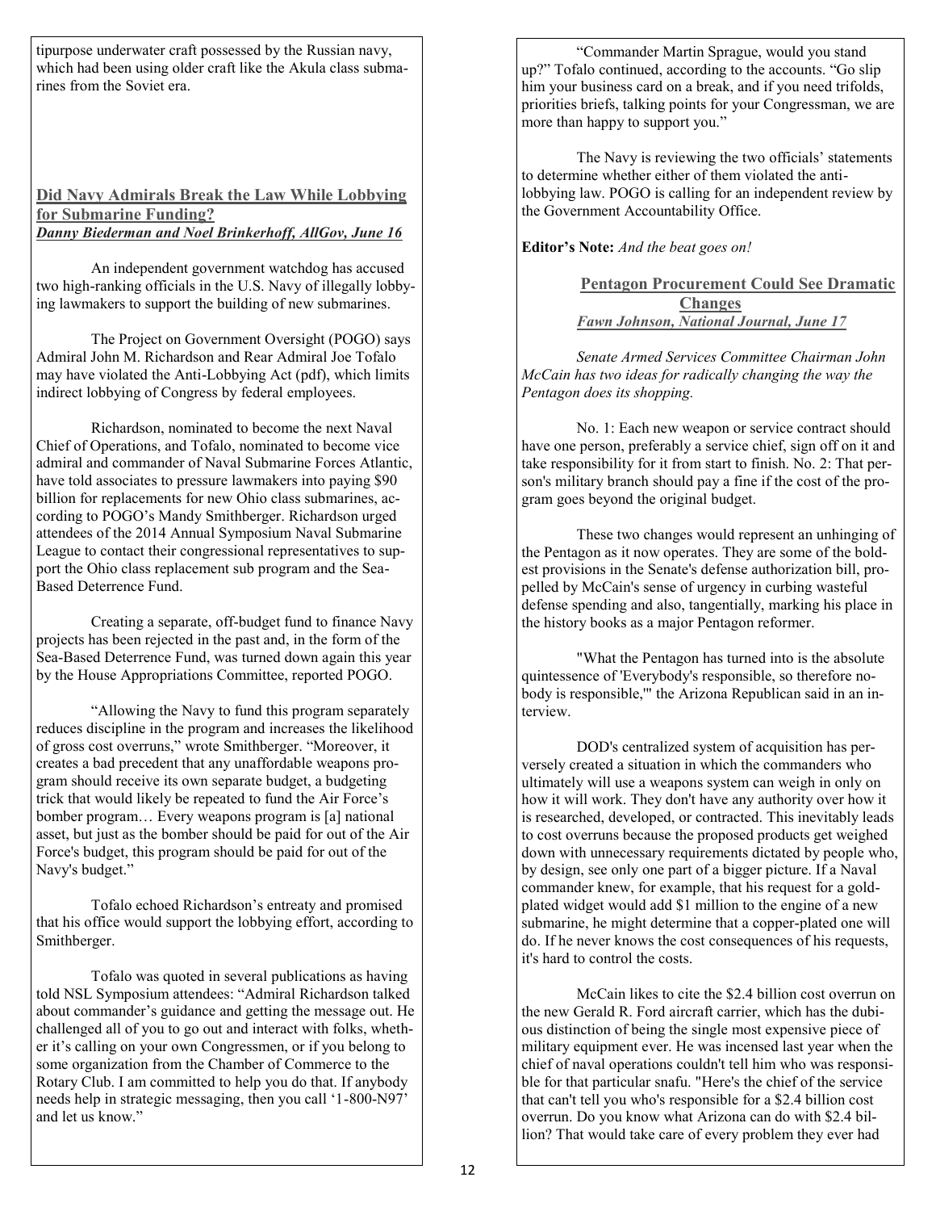tipurpose underwater craft possessed by the Russian navy, which had been using older craft like the Akula class submarines from the Soviet era.

## Did Navy Admirals Break the Law While Lobbying for Submarine Funding?

***Danny Biederman and Noel Brinkerhoff, AllGov, June 16***

An independent government watchdog has accused two high-ranking officials in the U.S. Navy of illegally lobbying lawmakers to support the building of new submarines.

The Project on Government Oversight (POGO) says Admiral John M. Richardson and Rear Admiral Joe Tofalo may have violated the Anti-Lobbying Act (pdf), which limits indirect lobbying of Congress by federal employees.

Richardson, nominated to become the next Naval Chief of Operations, and Tofalo, nominated to become vice admiral and commander of Naval Submarine Forces Atlantic, have told associates to pressure lawmakers into paying $90 billion for replacements for new Ohio class submarines, according to POGO's Mandy Smithberger. Richardson urged attendees of the 2014 Annual Symposium Naval Submarine League to contact their congressional representatives to support the Ohio class replacement sub program and the Sea-Based Deterrence Fund.

Creating a separate, off-budget fund to finance Navy projects has been rejected in the past and, in the form of the Sea-Based Deterrence Fund, was turned down again this year by the House Appropriations Committee, reported POGO.

"Allowing the Navy to fund this program separately reduces discipline in the program and increases the likelihood of gross cost overruns," wrote Smithberger. "Moreover, it creates a bad precedent that any unaffordable weapons program should receive its own separate budget, a budgeting trick that would likely be repeated to fund the Air Force's bomber program… Every weapons program is [a] national asset, but just as the bomber should be paid for out of the Air Force's budget, this program should be paid for out of the Navy's budget."

Tofalo echoed Richardson's entreaty and promised that his office would support the lobbying effort, according to Smithberger.

Tofalo was quoted in several publications as having told NSL Symposium attendees: "Admiral Richardson talked about commander's guidance and getting the message out. He challenged all of you to go out and interact with folks, whether it's calling on your own Congressmen, or if you belong to some organization from the Chamber of Commerce to the Rotary Club. I am committed to help you do that. If anybody needs help in strategic messaging, then you call '1-800-N97' and let us know."

"Commander Martin Sprague, would you stand up?" Tofalo continued, according to the accounts. "Go slip him your business card on a break, and if you need trifolds, priorities briefs, talking points for your Congressman, we are more than happy to support you."

The Navy is reviewing the two officials' statements to determine whether either of them violated the anti-lobbying law. POGO is calling for an independent review by the Government Accountability Office.

**Editor's Note:** *And the beat goes on!*

## Pentagon Procurement Could See Dramatic Changes

***Fawn Johnson, National Journal, June 17***

*Senate Armed Services Committee Chairman John McCain has two ideas for radically changing the way the Pentagon does its shopping.*

No. 1: Each new weapon or service contract should have one person, preferably a service chief, sign off on it and take responsibility for it from start to finish. No. 2: That person's military branch should pay a fine if the cost of the program goes beyond the original budget.

These two changes would represent an unhinging of the Pentagon as it now operates. They are some of the boldest provisions in the Senate's defense authorization bill, propelled by McCain's sense of urgency in curbing wasteful defense spending and also, tangentially, marking his place in the history books as a major Pentagon reformer.

"What the Pentagon has turned into is the absolute quintessence of 'Everybody's responsible, so therefore nobody is responsible,'" the Arizona Republican said in an interview.

DOD's centralized system of acquisition has perversely created a situation in which the commanders who ultimately will use a weapons system can weigh in only on how it will work. They don't have any authority over how it is researched, developed, or contracted. This inevitably leads to cost overruns because the proposed products get weighed down with unnecessary requirements dictated by people who, by design, see only one part of a bigger picture. If a Naval commander knew, for example, that his request for a gold-plated widget would add $1 million to the engine of a new submarine, he might determine that a copper-plated one will do. If he never knows the cost consequences of his requests, it's hard to control the costs.

McCain likes to cite the $2.4 billion cost overrun on the new Gerald R. Ford aircraft carrier, which has the dubious distinction of being the single most expensive piece of military equipment ever. He was incensed last year when the chief of naval operations couldn't tell him who was responsible for that particular snafu. "Here's the chief of the service that can't tell you who's responsible for a $2.4 billion cost overrun. Do you know what Arizona can do with $2.4 billion? That would take care of every problem they ever had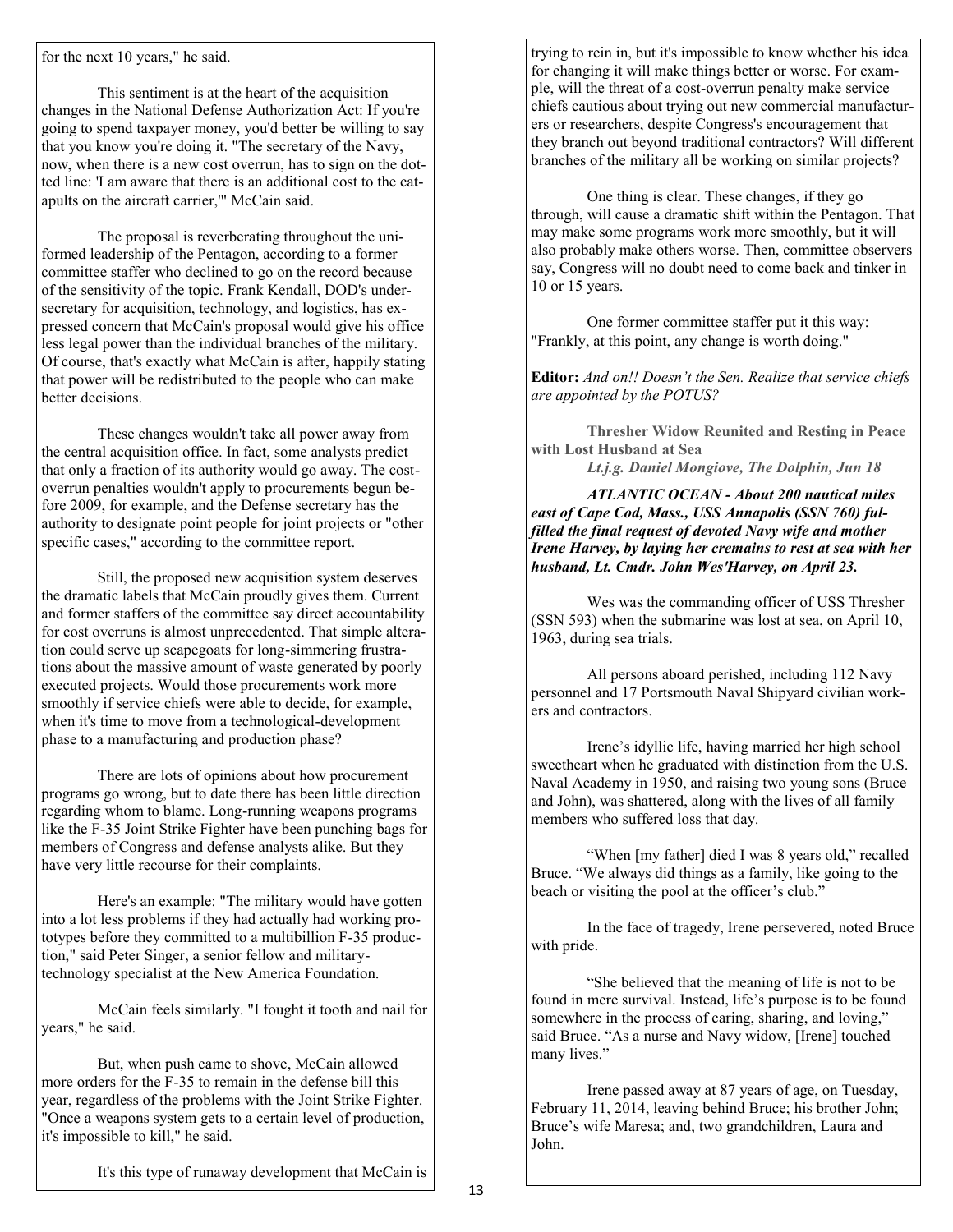for the next 10 years," he said.

This sentiment is at the heart of the acquisition changes in the National Defense Authorization Act: If you're going to spend taxpayer money, you'd better be willing to say that you know you're doing it. "The secretary of the Navy, now, when there is a new cost overrun, has to sign on the dotted line: 'I am aware that there is an additional cost to the catapults on the aircraft carrier,'" McCain said.

The proposal is reverberating throughout the uniformed leadership of the Pentagon, according to a former committee staffer who declined to go on the record because of the sensitivity of the topic. Frank Kendall, DOD's undersecretary for acquisition, technology, and logistics, has expressed concern that McCain's proposal would give his office less legal power than the individual branches of the military. Of course, that's exactly what McCain is after, happily stating that power will be redistributed to the people who can make better decisions.

These changes wouldn't take all power away from the central acquisition office. In fact, some analysts predict that only a fraction of its authority would go away. The cost-overrun penalties wouldn't apply to procurements begun before 2009, for example, and the Defense secretary has the authority to designate point people for joint projects or "other specific cases," according to the committee report.

Still, the proposed new acquisition system deserves the dramatic labels that McCain proudly gives them. Current and former staffers of the committee say direct accountability for cost overruns is almost unprecedented. That simple alteration could serve up scapegoats for long-simmering frustrations about the massive amount of waste generated by poorly executed projects. Would those procurements work more smoothly if service chiefs were able to decide, for example, when it's time to move from a technological-development phase to a manufacturing and production phase?

There are lots of opinions about how procurement programs go wrong, but to date there has been little direction regarding whom to blame. Long-running weapons programs like the F-35 Joint Strike Fighter have been punching bags for members of Congress and defense analysts alike. But they have very little recourse for their complaints.

Here's an example: "The military would have gotten into a lot less problems if they had actually had working prototypes before they committed to a multibillion F-35 production," said Peter Singer, a senior fellow and military-technology specialist at the New America Foundation.

McCain feels similarly. "I fought it tooth and nail for years," he said.

But, when push came to shove, McCain allowed more orders for the F-35 to remain in the defense bill this year, regardless of the problems with the Joint Strike Fighter. "Once a weapons system gets to a certain level of production, it's impossible to kill," he said.

It's this type of runaway development that McCain is trying to rein in, but it's impossible to know whether his idea for changing it will make things better or worse. For example, will the threat of a cost-overrun penalty make service chiefs cautious about trying out new commercial manufacturers or researchers, despite Congress's encouragement that they branch out beyond traditional contractors? Will different branches of the military all be working on similar projects?

One thing is clear. These changes, if they go through, will cause a dramatic shift within the Pentagon. That may make some programs work more smoothly, but it will also probably make others worse. Then, committee observers say, Congress will no doubt need to come back and tinker in 10 or 15 years.

One former committee staffer put it this way: "Frankly, at this point, any change is worth doing."

**Editor:** *And on!! Doesn't the Sen. Realize that service chiefs are appointed by the POTUS?*

### Thresher Widow Reunited and Resting in Peace with Lost Husband at Sea

***Lt.j.g. Daniel Mongiove, The Dolphin, Jun 18***

***ATLANTIC OCEAN - About 200 nautical miles east of Cape Cod, Mass., USS Annapolis (SSN 760) fulfilled the final request of devoted Navy wife and mother Irene Harvey, by laying her cremains to rest at sea with her husband, Lt. Cmdr. John Wes'Harvey, on April 23.***

Wes was the commanding officer of USS Thresher (SSN 593) when the submarine was lost at sea, on April 10, 1963, during sea trials.

All persons aboard perished, including 112 Navy personnel and 17 Portsmouth Naval Shipyard civilian workers and contractors.

Irene's idyllic life, having married her high school sweetheart when he graduated with distinction from the U.S. Naval Academy in 1950, and raising two young sons (Bruce and John), was shattered, along with the lives of all family members who suffered loss that day.

"When [my father] died I was 8 years old," recalled Bruce. "We always did things as a family, like going to the beach or visiting the pool at the officer's club."

In the face of tragedy, Irene persevered, noted Bruce with pride.

"She believed that the meaning of life is not to be found in mere survival. Instead, life's purpose is to be found somewhere in the process of caring, sharing, and loving," said Bruce. "As a nurse and Navy widow, [Irene] touched many lives."

Irene passed away at 87 years of age, on Tuesday, February 11, 2014, leaving behind Bruce; his brother John; Bruce's wife Maresa; and, two grandchildren, Laura and John.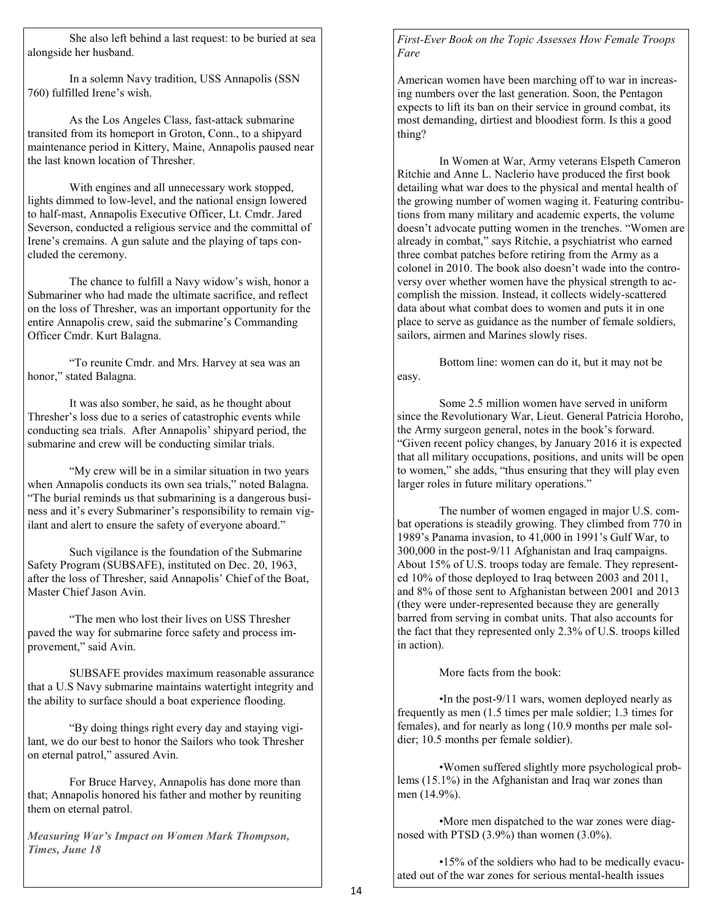She also left behind a last request: to be buried at sea alongside her husband.

In a solemn Navy tradition, USS Annapolis (SSN 760) fulfilled Irene's wish.

As the Los Angeles Class, fast-attack submarine transited from its homeport in Groton, Conn., to a shipyard maintenance period in Kittery, Maine, Annapolis paused near the last known location of Thresher.

With engines and all unnecessary work stopped, lights dimmed to low-level, and the national ensign lowered to half-mast, Annapolis Executive Officer, Lt. Cmdr. Jared Severson, conducted a religious service and the committal of Irene's cremains. A gun salute and the playing of taps concluded the ceremony.

The chance to fulfill a Navy widow's wish, honor a Submariner who had made the ultimate sacrifice, and reflect on the loss of Thresher, was an important opportunity for the entire Annapolis crew, said the submarine's Commanding Officer Cmdr. Kurt Balagna.

"To reunite Cmdr. and Mrs. Harvey at sea was an honor," stated Balagna.

It was also somber, he said, as he thought about Thresher's loss due to a series of catastrophic events while conducting sea trials. After Annapolis' shipyard period, the submarine and crew will be conducting similar trials.

"My crew will be in a similar situation in two years when Annapolis conducts its own sea trials," noted Balagna. "The burial reminds us that submarining is a dangerous business and it's every Submariner's responsibility to remain vigilant and alert to ensure the safety of everyone aboard."

Such vigilance is the foundation of the Submarine Safety Program (SUBSAFE), instituted on Dec. 20, 1963, after the loss of Thresher, said Annapolis' Chief of the Boat, Master Chief Jason Avin.

"The men who lost their lives on USS Thresher paved the way for submarine force safety and process improvement," said Avin.

SUBSAFE provides maximum reasonable assurance that a U.S Navy submarine maintains watertight integrity and the ability to surface should a boat experience flooding.

"By doing things right every day and staying vigilant, we do our best to honor the Sailors who took Thresher on eternal patrol," assured Avin.

For Bruce Harvey, Annapolis has done more than that; Annapolis honored his father and mother by reuniting them on eternal patrol.

***Measuring War's Impact on Women Mark Thompson, Times, June 18***

*First-Ever Book on the Topic Assesses How Female Troops Fare*

American women have been marching off to war in increasing numbers over the last generation. Soon, the Pentagon expects to lift its ban on their service in ground combat, its most demanding, dirtiest and bloodiest form. Is this a good thing?

In Women at War, Army veterans Elspeth Cameron Ritchie and Anne L. Naclerio have produced the first book detailing what war does to the physical and mental health of the growing number of women waging it. Featuring contributions from many military and academic experts, the volume doesn't advocate putting women in the trenches. "Women are already in combat," says Ritchie, a psychiatrist who earned three combat patches before retiring from the Army as a colonel in 2010. The book also doesn't wade into the controversy over whether women have the physical strength to accomplish the mission. Instead, it collects widely-scattered data about what combat does to women and puts it in one place to serve as guidance as the number of female soldiers, sailors, airmen and Marines slowly rises.

Bottom line: women can do it, but it may not be easy.

Some 2.5 million women have served in uniform since the Revolutionary War, Lieut. General Patricia Horoho, the Army surgeon general, notes in the book's forward. "Given recent policy changes, by January 2016 it is expected that all military occupations, positions, and units will be open to women," she adds, "thus ensuring that they will play even larger roles in future military operations."

The number of women engaged in major U.S. combat operations is steadily growing. They climbed from 770 in 1989's Panama invasion, to 41,000 in 1991's Gulf War, to 300,000 in the post-9/11 Afghanistan and Iraq campaigns. About 15% of U.S. troops today are female. They represented 10% of those deployed to Iraq between 2003 and 2011, and 8% of those sent to Afghanistan between 2001 and 2013 (they were under-represented because they are generally barred from serving in combat units. That also accounts for the fact that they represented only 2.3% of U.S. troops killed in action).

More facts from the book:

•In the post-9/11 wars, women deployed nearly as frequently as men (1.5 times per male soldier; 1.3 times for females), and for nearly as long (10.9 months per male soldier; 10.5 months per female soldier).

•Women suffered slightly more psychological problems (15.1%) in the Afghanistan and Iraq war zones than men (14.9%).

•More men dispatched to the war zones were diagnosed with PTSD (3.9%) than women (3.0%).

•15% of the soldiers who had to be medically evacuated out of the war zones for serious mental-health issues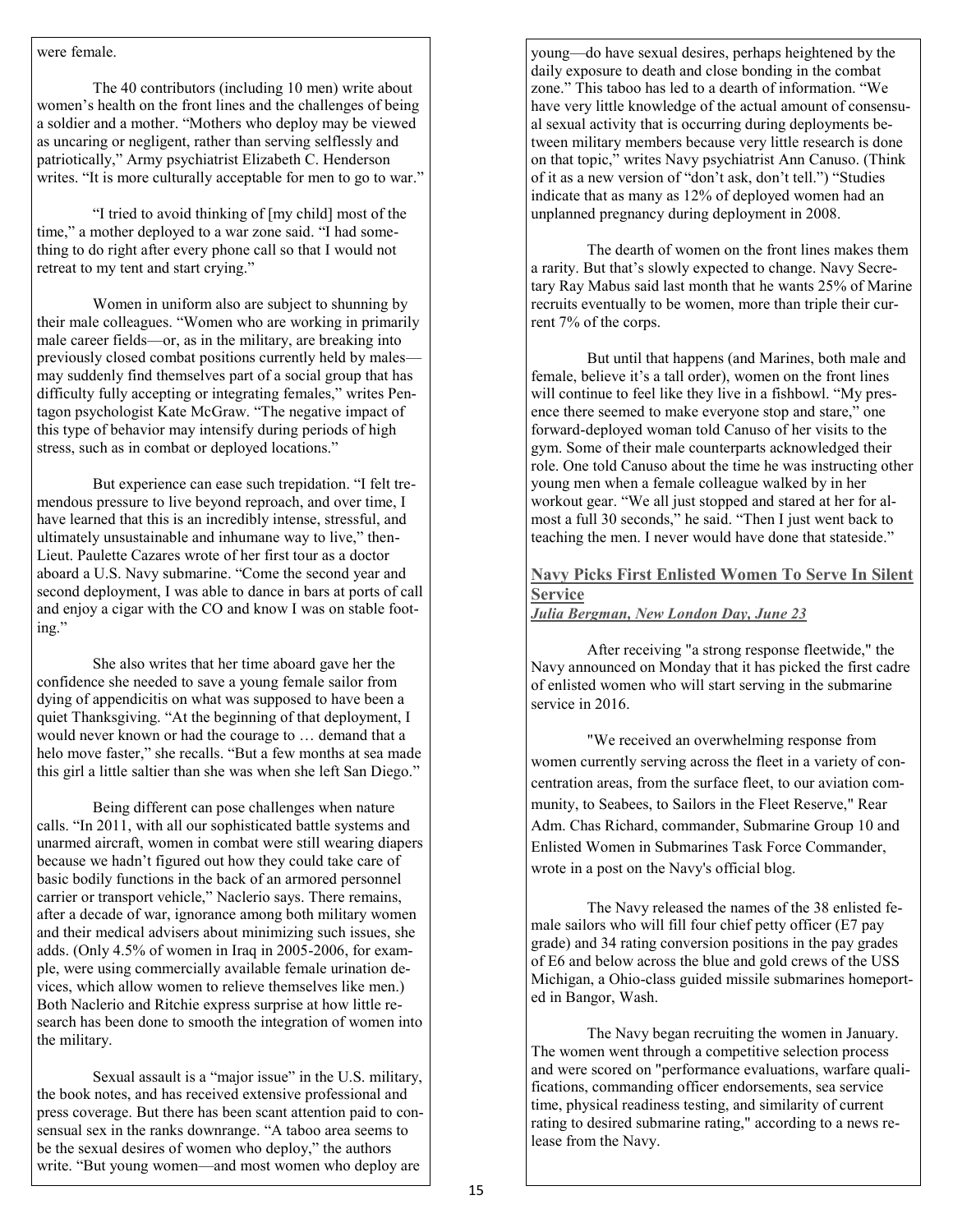were female.

The 40 contributors (including 10 men) write about women's health on the front lines and the challenges of being a soldier and a mother. "Mothers who deploy may be viewed as uncaring or negligent, rather than serving selflessly and patriotically," Army psychiatrist Elizabeth C. Henderson writes. "It is more culturally acceptable for men to go to war."

"I tried to avoid thinking of [my child] most of the time," a mother deployed to a war zone said. "I had something to do right after every phone call so that I would not retreat to my tent and start crying."

Women in uniform also are subject to shunning by their male colleagues. "Women who are working in primarily male career fields—or, as in the military, are breaking into previously closed combat positions currently held by males—may suddenly find themselves part of a social group that has difficulty fully accepting or integrating females," writes Pentagon psychologist Kate McGraw. "The negative impact of this type of behavior may intensify during periods of high stress, such as in combat or deployed locations."

But experience can ease such trepidation. "I felt tremendous pressure to live beyond reproach, and over time, I have learned that this is an incredibly intense, stressful, and ultimately unsustainable and inhumane way to live," then-Lieut. Paulette Cazares wrote of her first tour as a doctor aboard a U.S. Navy submarine. "Come the second year and second deployment, I was able to dance in bars at ports of call and enjoy a cigar with the CO and know I was on stable footing."

She also writes that her time aboard gave her the confidence she needed to save a young female sailor from dying of appendicitis on what was supposed to have been a quiet Thanksgiving. "At the beginning of that deployment, I would never known or had the courage to … demand that a helo move faster," she recalls. "But a few months at sea made this girl a little saltier than she was when she left San Diego."

Being different can pose challenges when nature calls. "In 2011, with all our sophisticated battle systems and unarmed aircraft, women in combat were still wearing diapers because we hadn't figured out how they could take care of basic bodily functions in the back of an armored personnel carrier or transport vehicle," Naclerio says. There remains, after a decade of war, ignorance among both military women and their medical advisers about minimizing such issues, she adds. (Only 4.5% of women in Iraq in 2005-2006, for example, were using commercially available female urination devices, which allow women to relieve themselves like men.) Both Naclerio and Ritchie express surprise at how little research has been done to smooth the integration of women into the military.

Sexual assault is a "major issue" in the U.S. military, the book notes, and has received extensive professional and press coverage. But there has been scant attention paid to consensual sex in the ranks downrange. "A taboo area seems to be the sexual desires of women who deploy," the authors write. "But young women—and most women who deploy are young—do have sexual desires, perhaps heightened by the daily exposure to death and close bonding in the combat zone." This taboo has led to a dearth of information. "We have very little knowledge of the actual amount of consensual sexual activity that is occurring during deployments between military members because very little research is done on that topic," writes Navy psychiatrist Ann Canuso. (Think of it as a new version of "don't ask, don't tell.") "Studies indicate that as many as 12% of deployed women had an unplanned pregnancy during deployment in 2008.

The dearth of women on the front lines makes them a rarity. But that's slowly expected to change. Navy Secretary Ray Mabus said last month that he wants 25% of Marine recruits eventually to be women, more than triple their current 7% of the corps.

But until that happens (and Marines, both male and female, believe it's a tall order), women on the front lines will continue to feel like they live in a fishbowl. "My presence there seemed to make everyone stop and stare," one forward-deployed woman told Canuso of her visits to the gym. Some of their male counterparts acknowledged their role. One told Canuso about the time he was instructing other young men when a female colleague walked by in her workout gear. "We all just stopped and stared at her for almost a full 30 seconds," he said. "Then I just went back to teaching the men. I never would have done that stateside."

## Navy Picks First Enlisted Women To Serve In Silent Service

***Julia Bergman, New London Day, June 23***

After receiving "a strong response fleetwide," the Navy announced on Monday that it has picked the first cadre of enlisted women who will start serving in the submarine service in 2016.

"We received an overwhelming response from women currently serving across the fleet in a variety of concentration areas, from the surface fleet, to our aviation community, to Seabees, to Sailors in the Fleet Reserve," Rear Adm. Chas Richard, commander, Submarine Group 10 and Enlisted Women in Submarines Task Force Commander, wrote in a post on the Navy's official blog.

The Navy released the names of the 38 enlisted female sailors who will fill four chief petty officer (E7 pay grade) and 34 rating conversion positions in the pay grades of E6 and below across the blue and gold crews of the USS Michigan, a Ohio-class guided missile submarines homeported in Bangor, Wash.

The Navy began recruiting the women in January. The women went through a competitive selection process and were scored on "performance evaluations, warfare qualifications, commanding officer endorsements, sea service time, physical readiness testing, and similarity of current rating to desired submarine rating," according to a news release from the Navy.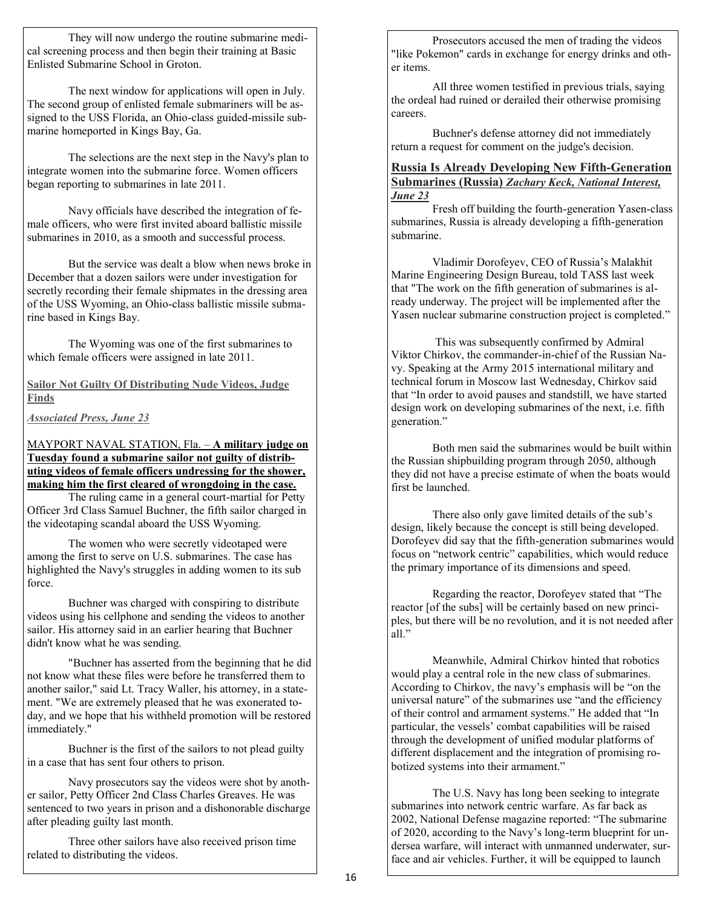They will now undergo the routine submarine medical screening process and then begin their training at Basic Enlisted Submarine School in Groton.

The next window for applications will open in July. The second group of enlisted female submariners will be assigned to the USS Florida, an Ohio-class guided-missile submarine homeported in Kings Bay, Ga.

The selections are the next step in the Navy's plan to integrate women into the submarine force. Women officers began reporting to submarines in late 2011.

Navy officials have described the integration of female officers, who were first invited aboard ballistic missile submarines in 2010, as a smooth and successful process.

But the service was dealt a blow when news broke in December that a dozen sailors were under investigation for secretly recording their female shipmates in the dressing area of the USS Wyoming, an Ohio-class ballistic missile submarine based in Kings Bay.

The Wyoming was one of the first submarines to which female officers were assigned in late 2011.

## Sailor Not Guilty Of Distributing Nude Videos, Judge Finds

*Associated Press, June 23*

MAYPORT NAVAL STATION, Fla. – **A military judge on Tuesday found a submarine sailor not guilty of distributing videos of female officers undressing for the shower, making him the first cleared of wrongdoing in the case.**

The ruling came in a general court-martial for Petty Officer 3rd Class Samuel Buchner, the fifth sailor charged in the videotaping scandal aboard the USS Wyoming.

The women who were secretly videotaped were among the first to serve on U.S. submarines. The case has highlighted the Navy's struggles in adding women to its sub force.

Buchner was charged with conspiring to distribute videos using his cellphone and sending the videos to another sailor. His attorney said in an earlier hearing that Buchner didn't know what he was sending.

"Buchner has asserted from the beginning that he did not know what these files were before he transferred them to another sailor," said Lt. Tracy Waller, his attorney, in a statement. "We are extremely pleased that he was exonerated today, and we hope that his withheld promotion will be restored immediately."

Buchner is the first of the sailors to not plead guilty in a case that has sent four others to prison.

Navy prosecutors say the videos were shot by another sailor, Petty Officer 2nd Class Charles Greaves. He was sentenced to two years in prison and a dishonorable discharge after pleading guilty last month.

Three other sailors have also received prison time related to distributing the videos.

Prosecutors accused the men of trading the videos "like Pokemon" cards in exchange for energy drinks and other items.

All three women testified in previous trials, saying the ordeal had ruined or derailed their otherwise promising careers.

Buchner's defense attorney did not immediately return a request for comment on the judge's decision.

## Russia Is Already Developing New Fifth-Generation Submarines (Russia) *Zachary Keck, National Interest, June 23*

Fresh off building the fourth-generation Yasen-class submarines, Russia is already developing a fifth-generation submarine.

Vladimir Dorofeyev, CEO of Russia's Malakhit Marine Engineering Design Bureau, told TASS last week that "The work on the fifth generation of submarines is already underway. The project will be implemented after the Yasen nuclear submarine construction project is completed."

This was subsequently confirmed by Admiral Viktor Chirkov, the commander-in-chief of the Russian Navy. Speaking at the Army 2015 international military and technical forum in Moscow last Wednesday, Chirkov said that "In order to avoid pauses and standstill, we have started design work on developing submarines of the next, i.e. fifth generation."

Both men said the submarines would be built within the Russian shipbuilding program through 2050, although they did not have a precise estimate of when the boats would first be launched.

There also only gave limited details of the sub's design, likely because the concept is still being developed. Dorofeyev did say that the fifth-generation submarines would focus on "network centric" capabilities, which would reduce the primary importance of its dimensions and speed.

Regarding the reactor, Dorofeyev stated that "The reactor [of the subs] will be certainly based on new principles, but there will be no revolution, and it is not needed after all."

Meanwhile, Admiral Chirkov hinted that robotics would play a central role in the new class of submarines. According to Chirkov, the navy's emphasis will be "on the universal nature" of the submarines use "and the efficiency of their control and armament systems." He added that "In particular, the vessels' combat capabilities will be raised through the development of unified modular platforms of different displacement and the integration of promising robotized systems into their armament."

The U.S. Navy has long been seeking to integrate submarines into network centric warfare. As far back as 2002, National Defense magazine reported: "The submarine of 2020, according to the Navy's long-term blueprint for undersea warfare, will interact with unmanned underwater, surface and air vehicles. Further, it will be equipped to launch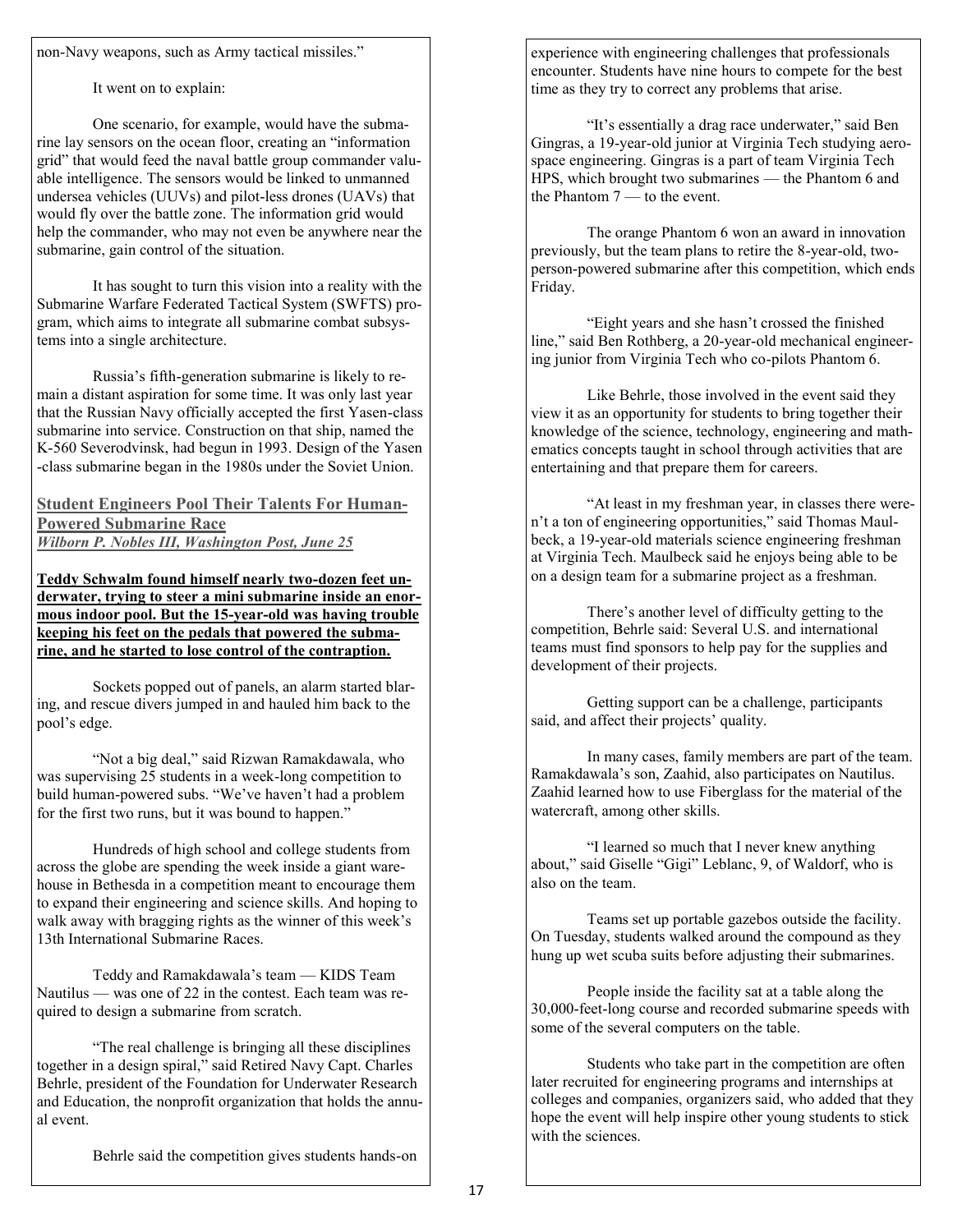non-Navy weapons, such as Army tactical missiles."

It went on to explain:

One scenario, for example, would have the submarine lay sensors on the ocean floor, creating an "information grid" that would feed the naval battle group commander valuable intelligence. The sensors would be linked to unmanned undersea vehicles (UUVs) and pilot-less drones (UAVs) that would fly over the battle zone. The information grid would help the commander, who may not even be anywhere near the submarine, gain control of the situation.

It has sought to turn this vision into a reality with the Submarine Warfare Federated Tactical System (SWFTS) program, which aims to integrate all submarine combat subsystems into a single architecture.

Russia's fifth-generation submarine is likely to remain a distant aspiration for some time. It was only last year that the Russian Navy officially accepted the first Yasen-class submarine into service. Construction on that ship, named the K-560 Severodvinsk, had begun in 1993. Design of the Yasen-class submarine began in the 1980s under the Soviet Union.

## Student Engineers Pool Their Talents For Human-Powered Submarine Race

***Wilborn P. Nobles III, Washington Post, June 25***

**Teddy Schwalm found himself nearly two-dozen feet underwater, trying to steer a mini submarine inside an enormous indoor pool. But the 15-year-old was having trouble keeping his feet on the pedals that powered the submarine, and he started to lose control of the contraption.**

Sockets popped out of panels, an alarm started blaring, and rescue divers jumped in and hauled him back to the pool's edge.

"Not a big deal," said Rizwan Ramakdawala, who was supervising 25 students in a week-long competition to build human-powered subs. "We've haven't had a problem for the first two runs, but it was bound to happen."

Hundreds of high school and college students from across the globe are spending the week inside a giant warehouse in Bethesda in a competition meant to encourage them to expand their engineering and science skills. And hoping to walk away with bragging rights as the winner of this week's 13th International Submarine Races.

Teddy and Ramakdawala's team — KIDS Team Nautilus — was one of 22 in the contest. Each team was required to design a submarine from scratch.

"The real challenge is bringing all these disciplines together in a design spiral," said Retired Navy Capt. Charles Behrle, president of the Foundation for Underwater Research and Education, the nonprofit organization that holds the annual event.

Behrle said the competition gives students hands-on experience with engineering challenges that professionals encounter. Students have nine hours to compete for the best time as they try to correct any problems that arise.

"It's essentially a drag race underwater," said Ben Gingras, a 19-year-old junior at Virginia Tech studying aerospace engineering. Gingras is a part of team Virginia Tech HPS, which brought two submarines — the Phantom 6 and the Phantom 7 — to the event.

The orange Phantom 6 won an award in innovation previously, but the team plans to retire the 8-year-old, two-person-powered submarine after this competition, which ends Friday.

"Eight years and she hasn't crossed the finished line," said Ben Rothberg, a 20-year-old mechanical engineering junior from Virginia Tech who co-pilots Phantom 6.

Like Behrle, those involved in the event said they view it as an opportunity for students to bring together their knowledge of the science, technology, engineering and mathematics concepts taught in school through activities that are entertaining and that prepare them for careers.

"At least in my freshman year, in classes there weren't a ton of engineering opportunities," said Thomas Maulbeck, a 19-year-old materials science engineering freshman at Virginia Tech. Maulbeck said he enjoys being able to be on a design team for a submarine project as a freshman.

There's another level of difficulty getting to the competition, Behrle said: Several U.S. and international teams must find sponsors to help pay for the supplies and development of their projects.

Getting support can be a challenge, participants said, and affect their projects' quality.

In many cases, family members are part of the team. Ramakdawala's son, Zaahid, also participates on Nautilus. Zaahid learned how to use Fiberglass for the material of the watercraft, among other skills.

"I learned so much that I never knew anything about," said Giselle "Gigi" Leblanc, 9, of Waldorf, who is also on the team.

Teams set up portable gazebos outside the facility. On Tuesday, students walked around the compound as they hung up wet scuba suits before adjusting their submarines.

People inside the facility sat at a table along the 30,000-feet-long course and recorded submarine speeds with some of the several computers on the table.

Students who take part in the competition are often later recruited for engineering programs and internships at colleges and companies, organizers said, who added that they hope the event will help inspire other young students to stick with the sciences.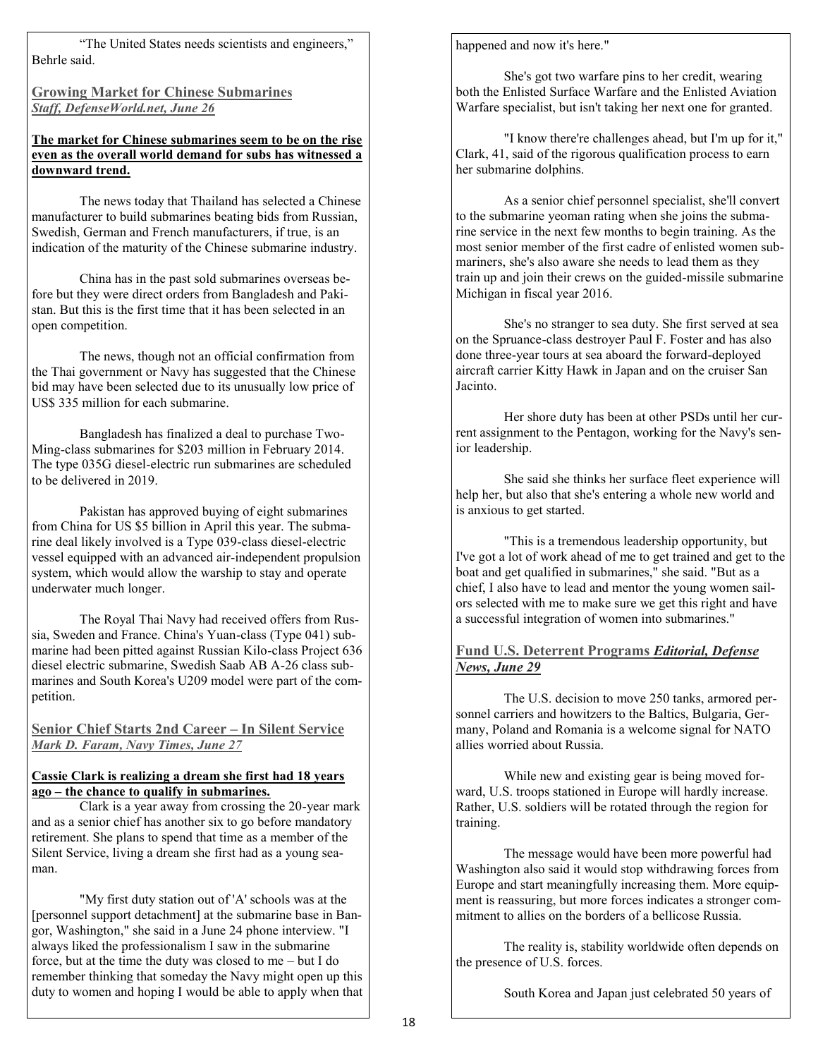"The United States needs scientists and engineers," Behrle said.

## Growing Market for Chinese Submarines
***Staff, DefenseWorld.net, June 26***

**The market for Chinese submarines seem to be on the rise even as the overall world demand for subs has witnessed a downward trend.**

The news today that Thailand has selected a Chinese manufacturer to build submarines beating bids from Russian, Swedish, German and French manufacturers, if true, is an indication of the maturity of the Chinese submarine industry.

China has in the past sold submarines overseas before but they were direct orders from Bangladesh and Pakistan. But this is the first time that it has been selected in an open competition.

The news, though not an official confirmation from the Thai government or Navy has suggested that the Chinese bid may have been selected due to its unusually low price of US$ 335 million for each submarine.

Bangladesh has finalized a deal to purchase Two-Ming-class submarines for $203 million in February 2014. The type 035G diesel-electric run submarines are scheduled to be delivered in 2019.

Pakistan has approved buying of eight submarines from China for US $5 billion in April this year. The submarine deal likely involved is a Type 039-class diesel-electric vessel equipped with an advanced air-independent propulsion system, which would allow the warship to stay and operate underwater much longer.

The Royal Thai Navy had received offers from Russia, Sweden and France. China's Yuan-class (Type 041) submarine had been pitted against Russian Kilo-class Project 636 diesel electric submarine, Swedish Saab AB A-26 class submarines and South Korea's U209 model were part of the competition.

## Senior Chief Starts 2nd Career – In Silent Service
***Mark D. Faram, Navy Times, June 27***

**Cassie Clark is realizing a dream she first had 18 years ago – the chance to qualify in submarines.**

Clark is a year away from crossing the 20-year mark and as a senior chief has another six to go before mandatory retirement. She plans to spend that time as a member of the Silent Service, living a dream she first had as a young seaman.

"My first duty station out of 'A' schools was at the [personnel support detachment] at the submarine base in Bangor, Washington," she said in a June 24 phone interview. "I always liked the professionalism I saw in the submarine force, but at the time the duty was closed to me – but I do remember thinking that someday the Navy might open up this duty to women and hoping I would be able to apply when that happened and now it's here."

She's got two warfare pins to her credit, wearing both the Enlisted Surface Warfare and the Enlisted Aviation Warfare specialist, but isn't taking her next one for granted.

"I know there're challenges ahead, but I'm up for it," Clark, 41, said of the rigorous qualification process to earn her submarine dolphins.

As a senior chief personnel specialist, she'll convert to the submarine yeoman rating when she joins the submarine service in the next few months to begin training. As the most senior member of the first cadre of enlisted women submariners, she's also aware she needs to lead them as they train up and join their crews on the guided-missile submarine Michigan in fiscal year 2016.

She's no stranger to sea duty. She first served at sea on the Spruance-class destroyer Paul F. Foster and has also done three-year tours at sea aboard the forward-deployed aircraft carrier Kitty Hawk in Japan and on the cruiser San Jacinto.

Her shore duty has been at other PSDs until her current assignment to the Pentagon, working for the Navy's senior leadership.

She said she thinks her surface fleet experience will help her, but also that she's entering a whole new world and is anxious to get started.

"This is a tremendous leadership opportunity, but I've got a lot of work ahead of me to get trained and get to the boat and get qualified in submarines," she said. "But as a chief, I also have to lead and mentor the young women sailors selected with me to make sure we get this right and have a successful integration of women into submarines."

## Fund U.S. Deterrent Programs *Editorial, Defense News, June 29*

The U.S. decision to move 250 tanks, armored personnel carriers and howitzers to the Baltics, Bulgaria, Germany, Poland and Romania is a welcome signal for NATO allies worried about Russia.

While new and existing gear is being moved forward, U.S. troops stationed in Europe will hardly increase. Rather, U.S. soldiers will be rotated through the region for training.

The message would have been more powerful had Washington also said it would stop withdrawing forces from Europe and start meaningfully increasing them. More equipment is reassuring, but more forces indicates a stronger commitment to allies on the borders of a bellicose Russia.

The reality is, stability worldwide often depends on the presence of U.S. forces.

South Korea and Japan just celebrated 50 years of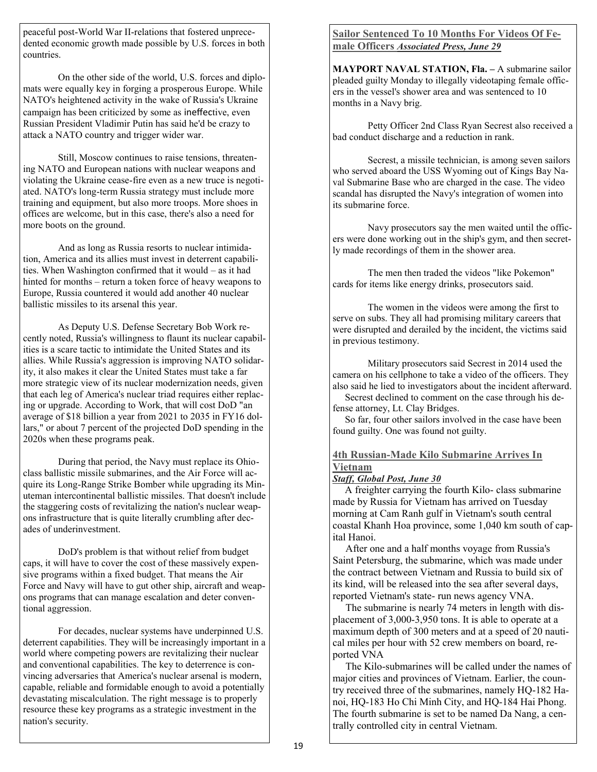peaceful post-World War II-relations that fostered unprecedented economic growth made possible by U.S. forces in both countries.

On the other side of the world, U.S. forces and diplomats were equally key in forging a prosperous Europe. While NATO's heightened activity in the wake of Russia's Ukraine campaign has been criticized by some as ineffective, even Russian President Vladimir Putin has said he'd be crazy to attack a NATO country and trigger wider war.

Still, Moscow continues to raise tensions, threatening NATO and European nations with nuclear weapons and violating the Ukraine cease-fire even as a new truce is negotiated. NATO's long-term Russia strategy must include more training and equipment, but also more troops. More shoes in offices are welcome, but in this case, there's also a need for more boots on the ground.

And as long as Russia resorts to nuclear intimidation, America and its allies must invest in deterrent capabilities. When Washington confirmed that it would – as it had hinted for months – return a token force of heavy weapons to Europe, Russia countered it would add another 40 nuclear ballistic missiles to its arsenal this year.

As Deputy U.S. Defense Secretary Bob Work recently noted, Russia's willingness to flaunt its nuclear capabilities is a scare tactic to intimidate the United States and its allies. While Russia's aggression is improving NATO solidarity, it also makes it clear the United States must take a far more strategic view of its nuclear modernization needs, given that each leg of America's nuclear triad requires either replacing or upgrade. According to Work, that will cost DoD "an average of $18 billion a year from 2021 to 2035 in FY16 dollars," or about 7 percent of the projected DoD spending in the 2020s when these programs peak.

During that period, the Navy must replace its Ohio-class ballistic missile submarines, and the Air Force will acquire its Long-Range Strike Bomber while upgrading its Minuteman intercontinental ballistic missiles. That doesn't include the staggering costs of revitalizing the nation's nuclear weapons infrastructure that is quite literally crumbling after decades of underinvestment.

DoD's problem is that without relief from budget caps, it will have to cover the cost of these massively expensive programs within a fixed budget. That means the Air Force and Navy will have to gut other ship, aircraft and weapons programs that can manage escalation and deter conventional aggression.

For decades, nuclear systems have underpinned U.S. deterrent capabilities. They will be increasingly important in a world where competing powers are revitalizing their nuclear and conventional capabilities. The key to deterrence is convincing adversaries that America's nuclear arsenal is modern, capable, reliable and formidable enough to avoid a potentially devastating miscalculation. The right message is to properly resource these key programs as a strategic investment in the nation's security.

## Sailor Sentenced To 10 Months For Videos Of Female Officers *Associated Press, June 29*

**MAYPORT NAVAL STATION, Fla. –** A submarine sailor pleaded guilty Monday to illegally videotaping female officers in the vessel's shower area and was sentenced to 10 months in a Navy brig.

Petty Officer 2nd Class Ryan Secrest also received a bad conduct discharge and a reduction in rank.

Secrest, a missile technician, is among seven sailors who served aboard the USS Wyoming out of Kings Bay Naval Submarine Base who are charged in the case. The video scandal has disrupted the Navy's integration of women into its submarine force.

Navy prosecutors say the men waited until the officers were done working out in the ship's gym, and then secretly made recordings of them in the shower area.

The men then traded the videos "like Pokemon" cards for items like energy drinks, prosecutors said.

The women in the videos were among the first to serve on subs. They all had promising military careers that were disrupted and derailed by the incident, the victims said in previous testimony.

Military prosecutors said Secrest in 2014 used the camera on his cellphone to take a video of the officers. They also said he lied to investigators about the incident afterward.

Secrest declined to comment on the case through his defense attorney, Lt. Clay Bridges.

So far, four other sailors involved in the case have been found guilty. One was found not guilty.

## 4th Russian-Made Kilo Submarine Arrives In Vietnam

***Staff, Global Post, June 30***

A freighter carrying the fourth Kilo- class submarine made by Russia for Vietnam has arrived on Tuesday morning at Cam Ranh gulf in Vietnam's south central coastal Khanh Hoa province, some 1,040 km south of capital Hanoi.

After one and a half months voyage from Russia's Saint Petersburg, the submarine, which was made under the contract between Vietnam and Russia to build six of its kind, will be released into the sea after several days, reported Vietnam's state- run news agency VNA.

The submarine is nearly 74 meters in length with displacement of 3,000-3,950 tons. It is able to operate at a maximum depth of 300 meters and at a speed of 20 nautical miles per hour with 52 crew members on board, reported VNA

The Kilo-submarines will be called under the names of major cities and provinces of Vietnam. Earlier, the country received three of the submarines, namely HQ-182 Hanoi, HQ-183 Ho Chi Minh City, and HQ-184 Hai Phong. The fourth submarine is set to be named Da Nang, a centrally controlled city in central Vietnam.